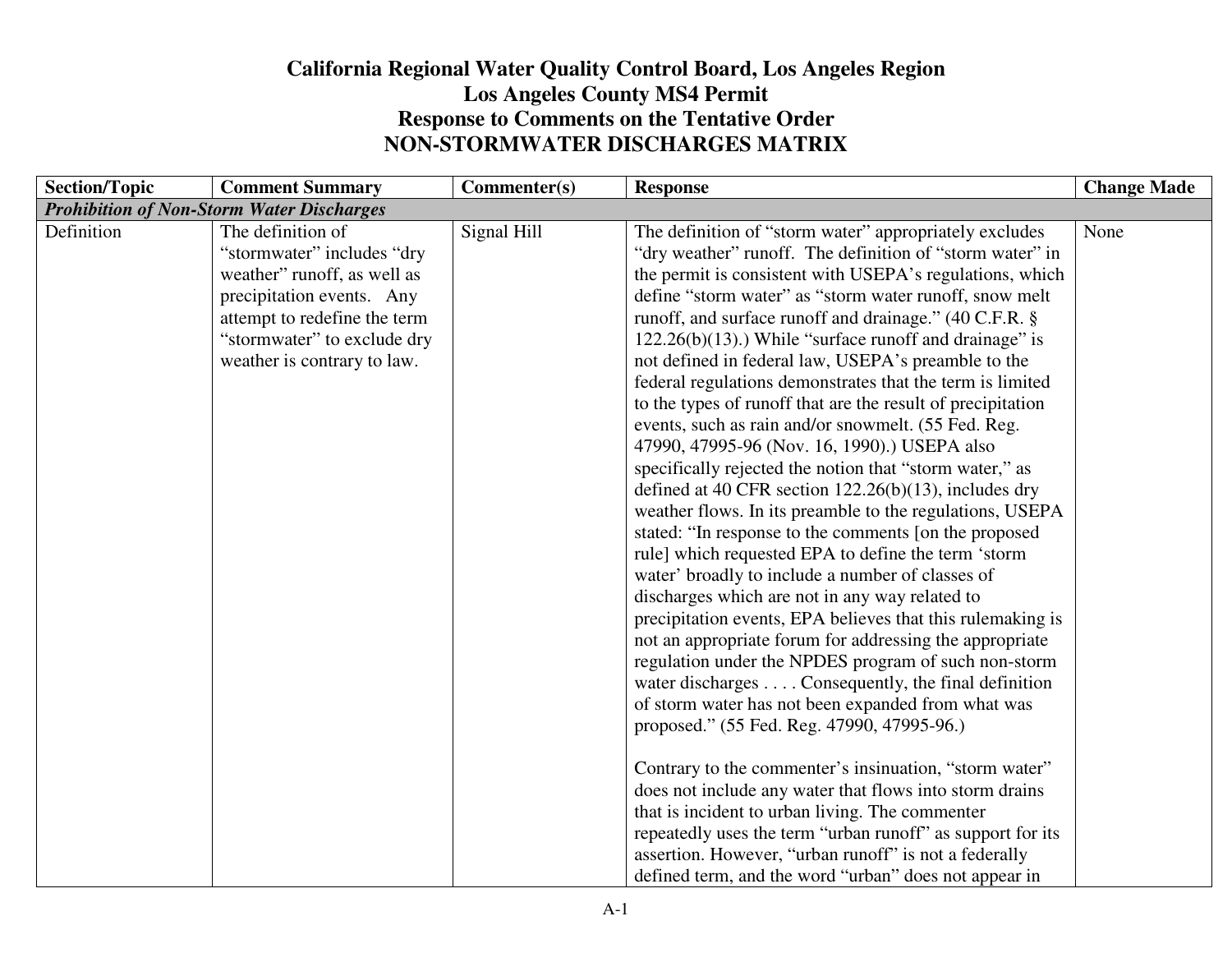# California Regional Water Quality Control Board, Los Angeles Region
# Los Angeles County MS4 Permit
# Response to Comments on the Tentative Order
# NON-STORMWATER DISCHARGES MATRIX

| Section/Topic | Comment Summary | Commenter(s) | Response | Change Made |
|---|---|---|---|---|
| ***Prohibition of Non-Storm Water Discharges*** | | | | |
| Definition | The definition of "stormwater" includes "dry weather" runoff, as well as precipitation events. Any attempt to redefine the term "stormwater" to exclude dry weather is contrary to law. | Signal Hill | The definition of "storm water" appropriately excludes "dry weather" runoff. The definition of "storm water" in the permit is consistent with USEPA's regulations, which define "storm water" as "storm water runoff, snow melt runoff, and surface runoff and drainage." (40 C.F.R. § 122.26(b)(13).) While "surface runoff and drainage" is not defined in federal law, USEPA's preamble to the federal regulations demonstrates that the term is limited to the types of runoff that are the result of precipitation events, such as rain and/or snowmelt. (55 Fed. Reg. 47990, 47995-96 (Nov. 16, 1990).) USEPA also specifically rejected the notion that "storm water," as defined at 40 CFR section 122.26(b)(13), includes dry weather flows. In its preamble to the regulations, USEPA stated: "In response to the comments [on the proposed rule] which requested EPA to define the term 'storm water' broadly to include a number of classes of discharges which are not in any way related to precipitation events, EPA believes that this rulemaking is not an appropriate forum for addressing the appropriate regulation under the NPDES program of such non-storm water discharges . . . . Consequently, the final definition of storm water has not been expanded from what was proposed." (55 Fed. Reg. 47990, 47995-96.)<br><br>Contrary to the commenter's insinuation, "storm water" does not include any water that flows into storm drains that is incident to urban living. The commenter repeatedly uses the term "urban runoff" as support for its assertion. However, "urban runoff" is not a federally defined term, and the word "urban" does not appear in | None |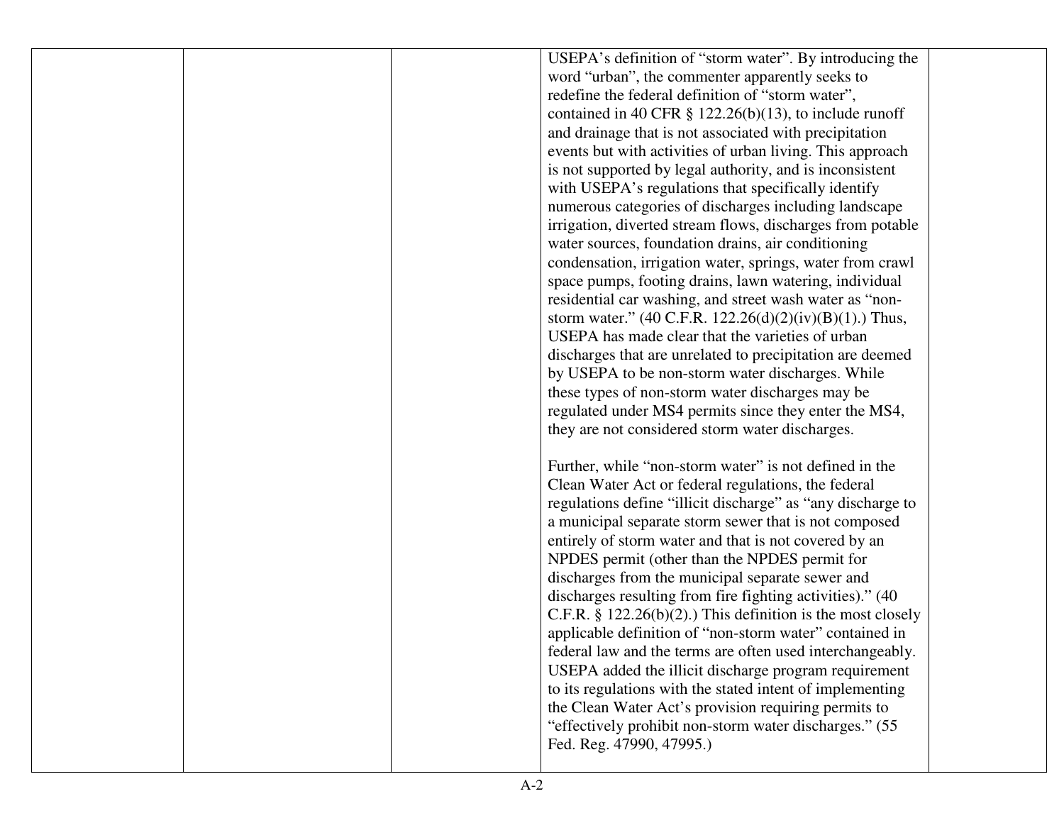|  |  |  | USEPA's definition of "storm water". By introducing the word "urban", the commenter apparently seeks to redefine the federal definition of "storm water", contained in 40 CFR § 122.26(b)(13), to include runoff and drainage that is not associated with precipitation events but with activities of urban living. This approach is not supported by legal authority, and is inconsistent with USEPA's regulations that specifically identify numerous categories of discharges including landscape irrigation, diverted stream flows, discharges from potable water sources, foundation drains, air conditioning condensation, irrigation water, springs, water from crawl space pumps, footing drains, lawn watering, individual residential car washing, and street wash water as "non-storm water." (40 C.F.R. 122.26(d)(2)(iv)(B)(1).) Thus, USEPA has made clear that the varieties of urban discharges that are unrelated to precipitation are deemed by USEPA to be non-storm water discharges. While these types of non-storm water discharges may be regulated under MS4 permits since they enter the MS4, they are not considered storm water discharges.<br><br>Further, while "non-storm water" is not defined in the Clean Water Act or federal regulations, the federal regulations define "illicit discharge" as "any discharge to a municipal separate storm sewer that is not composed entirely of storm water and that is not covered by an NPDES permit (other than the NPDES permit for discharges from the municipal separate sewer and discharges resulting from fire fighting activities)." (40 C.F.R. § 122.26(b)(2).) This definition is the most closely applicable definition of "non-storm water" contained in federal law and the terms are often used interchangeably. USEPA added the illicit discharge program requirement to its regulations with the stated intent of implementing the Clean Water Act's provision requiring permits to "effectively prohibit non-storm water discharges." (55 Fed. Reg. 47990, 47995.) |  |
|---|---|---|---|---|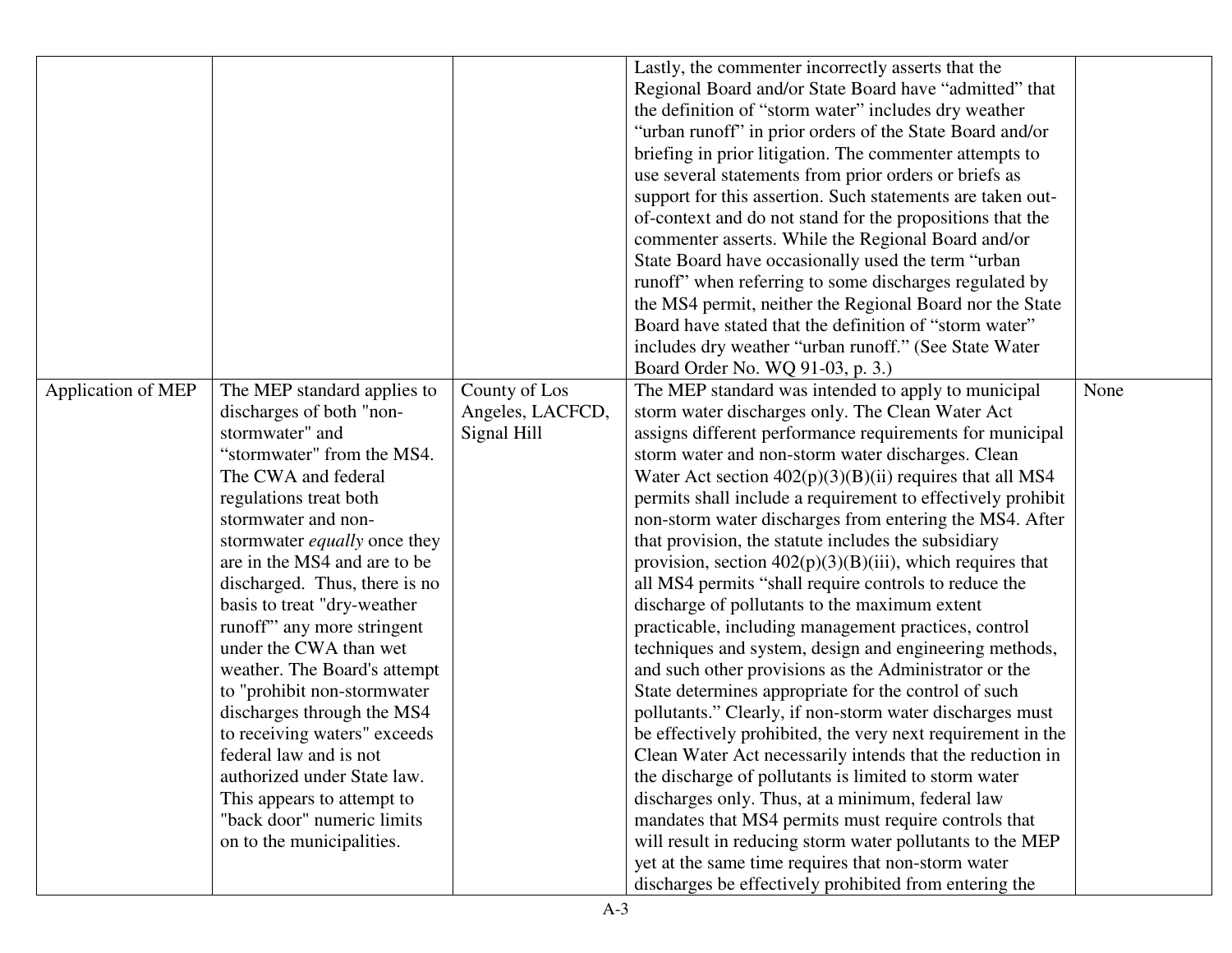| | | | | |
|---|---|---|---|---|
| | | | Lastly, the commenter incorrectly asserts that the Regional Board and/or State Board have "admitted" that the definition of "storm water" includes dry weather "urban runoff" in prior orders of the State Board and/or briefing in prior litigation. The commenter attempts to use several statements from prior orders or briefs as support for this assertion. Such statements are taken out-of-context and do not stand for the propositions that the commenter asserts. While the Regional Board and/or State Board have occasionally used the term "urban runoff" when referring to some discharges regulated by the MS4 permit, neither the Regional Board nor the State Board have stated that the definition of "storm water" includes dry weather "urban runoff." (See State Water Board Order No. WQ 91-03, p. 3.) | |
| Application of MEP | The MEP standard applies to discharges of both "non-stormwater" and "stormwater" from the MS4. The CWA and federal regulations treat both stormwater and non-stormwater *equally* once they are in the MS4 and are to be discharged. Thus, there is no basis to treat "dry-weather runoff"' any more stringent under the CWA than wet weather. The Board's attempt to "prohibit non-stormwater discharges through the MS4 to receiving waters" exceeds federal law and is not authorized under State law. This appears to attempt to "back door" numeric limits on to the municipalities. | County of Los Angeles, LACFCD, Signal Hill | The MEP standard was intended to apply to municipal storm water discharges only. The Clean Water Act assigns different performance requirements for municipal storm water and non-storm water discharges. Clean Water Act section 402(p)(3)(B)(ii) requires that all MS4 permits shall include a requirement to effectively prohibit non-storm water discharges from entering the MS4. After that provision, the statute includes the subsidiary provision, section 402(p)(3)(B)(iii), which requires that all MS4 permits "shall require controls to reduce the discharge of pollutants to the maximum extent practicable, including management practices, control techniques and system, design and engineering methods, and such other provisions as the Administrator or the State determines appropriate for the control of such pollutants." Clearly, if non-storm water discharges must be effectively prohibited, the very next requirement in the Clean Water Act necessarily intends that the reduction in the discharge of pollutants is limited to storm water discharges only. Thus, at a minimum, federal law mandates that MS4 permits must require controls that will result in reducing storm water pollutants to the MEP yet at the same time requires that non-storm water discharges be effectively prohibited from entering the | None |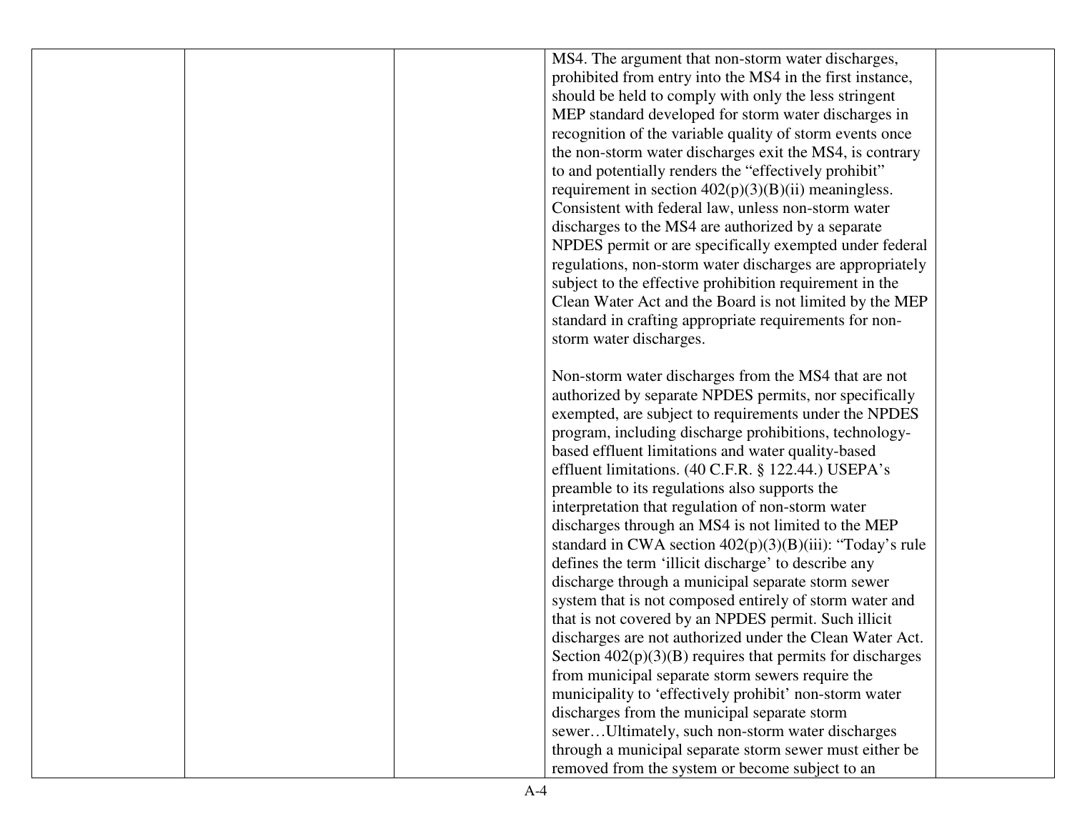|  |  |  | MS4. The argument that non-storm water discharges, prohibited from entry into the MS4 in the first instance, should be held to comply with only the less stringent MEP standard developed for storm water discharges in recognition of the variable quality of storm events once the non-storm water discharges exit the MS4, is contrary to and potentially renders the "effectively prohibit" requirement in section 402(p)(3)(B)(ii) meaningless. Consistent with federal law, unless non-storm water discharges to the MS4 are authorized by a separate NPDES permit or are specifically exempted under federal regulations, non-storm water discharges are appropriately subject to the effective prohibition requirement in the Clean Water Act and the Board is not limited by the MEP standard in crafting appropriate requirements for non-storm water discharges.<br><br>Non-storm water discharges from the MS4 that are not authorized by separate NPDES permits, nor specifically exempted, are subject to requirements under the NPDES program, including discharge prohibitions, technology-based effluent limitations and water quality-based effluent limitations. (40 C.F.R. § 122.44.) USEPA's preamble to its regulations also supports the interpretation that regulation of non-storm water discharges through an MS4 is not limited to the MEP standard in CWA section 402(p)(3)(B)(iii): "Today's rule defines the term 'illicit discharge' to describe any discharge through a municipal separate storm sewer system that is not composed entirely of storm water and that is not covered by an NPDES permit. Such illicit discharges are not authorized under the Clean Water Act. Section 402(p)(3)(B) requires that permits for discharges from municipal separate storm sewers require the municipality to 'effectively prohibit' non-storm water discharges from the municipal separate storm sewer…Ultimately, such non-storm water discharges through a municipal separate storm sewer must either be removed from the system or become subject to an |  |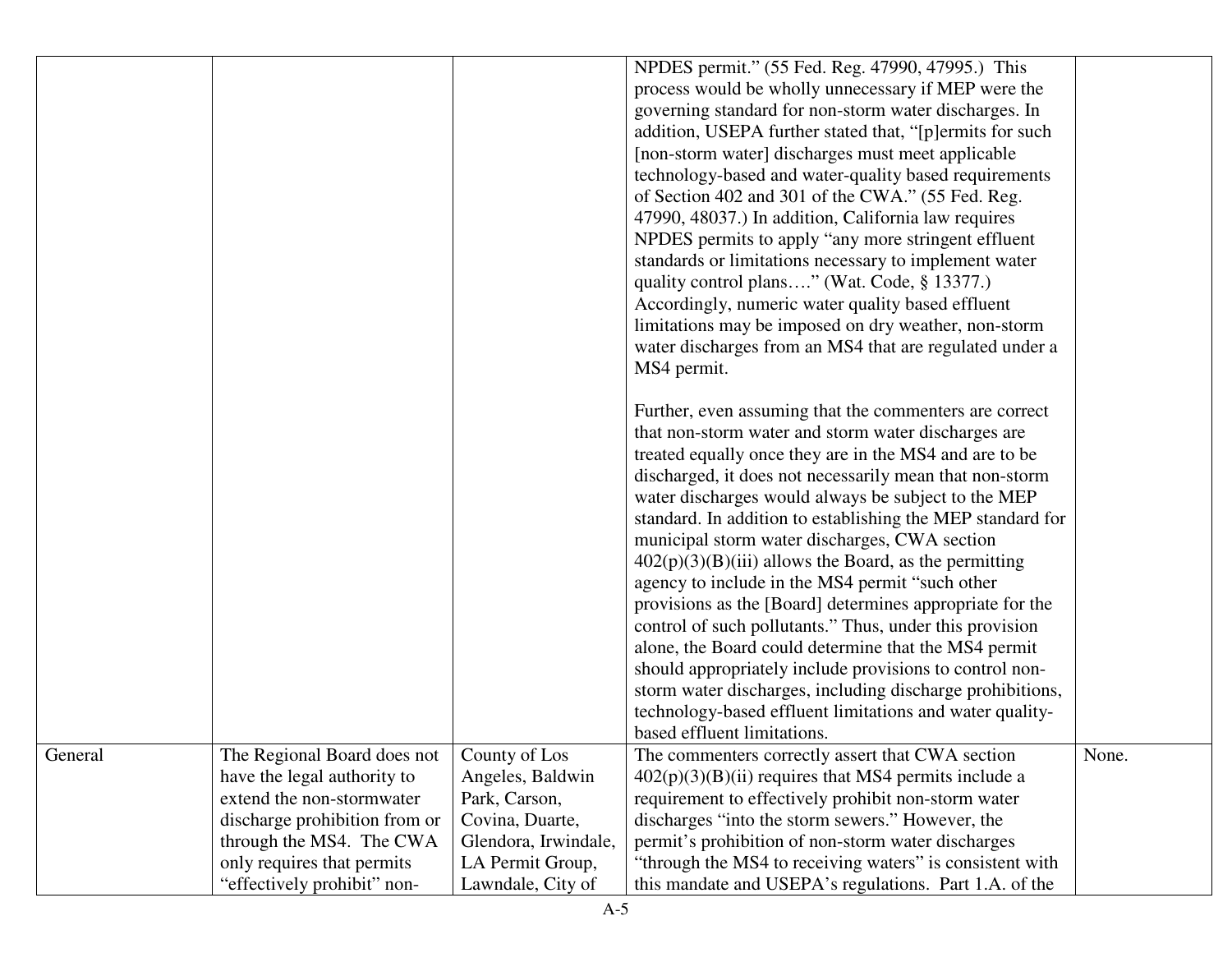| | | | | |
|---|---|---|---|---|
| | | | NPDES permit." (55 Fed. Reg. 47990, 47995.) This process would be wholly unnecessary if MEP were the governing standard for non-storm water discharges. In addition, USEPA further stated that, "[p]ermits for such [non-storm water] discharges must meet applicable technology-based and water-quality based requirements of Section 402 and 301 of the CWA." (55 Fed. Reg. 47990, 48037.) In addition, California law requires NPDES permits to apply "any more stringent effluent standards or limitations necessary to implement water quality control plans…." (Wat. Code, § 13377.) Accordingly, numeric water quality based effluent limitations may be imposed on dry weather, non-storm water discharges from an MS4 that are regulated under a MS4 permit.<br><br>Further, even assuming that the commenters are correct that non-storm water and storm water discharges are treated equally once they are in the MS4 and are to be discharged, it does not necessarily mean that non-storm water discharges would always be subject to the MEP standard. In addition to establishing the MEP standard for municipal storm water discharges, CWA section 402(p)(3)(B)(iii) allows the Board, as the permitting agency to include in the MS4 permit "such other provisions as the [Board] determines appropriate for the control of such pollutants." Thus, under this provision alone, the Board could determine that the MS4 permit should appropriately include provisions to control non-storm water discharges, including discharge prohibitions, technology-based effluent limitations and water quality-based effluent limitations. | |
| General | The Regional Board does not have the legal authority to extend the non-stormwater discharge prohibition from or through the MS4. The CWA only requires that permits "effectively prohibit" non- | County of Los Angeles, Baldwin Park, Carson, Covina, Duarte, Glendora, Irwindale, LA Permit Group, Lawndale, City of | The commenters correctly assert that CWA section 402(p)(3)(B)(ii) requires that MS4 permits include a requirement to effectively prohibit non-storm water discharges "into the storm sewers." However, the permit's prohibition of non-storm water discharges "through the MS4 to receiving waters" is consistent with this mandate and USEPA's regulations. Part 1.A. of the | None. |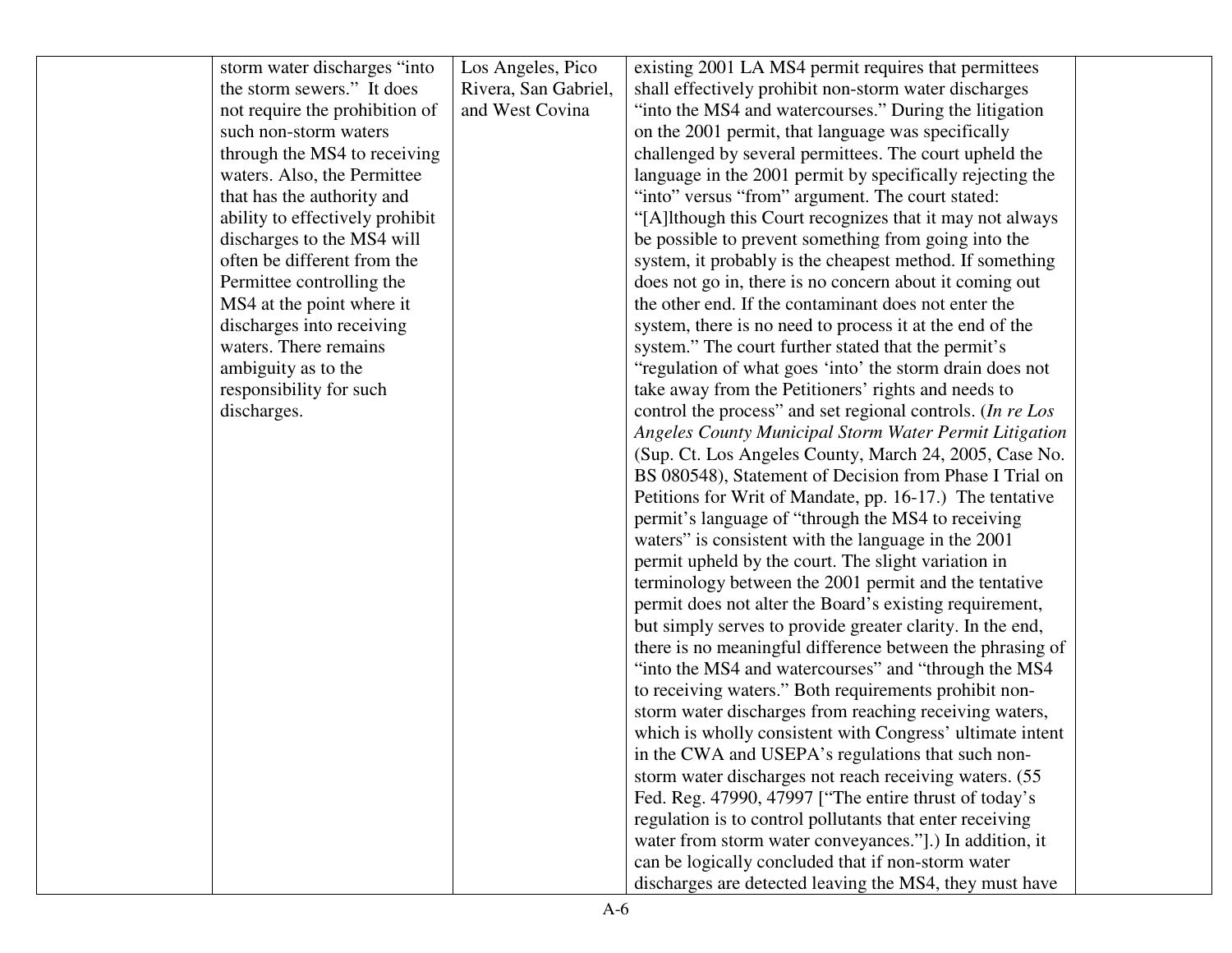|  | storm water discharges "into the storm sewers." It does not require the prohibition of such non-storm waters through the MS4 to receiving waters. Also, the Permittee that has the authority and ability to effectively prohibit discharges to the MS4 will often be different from the Permittee controlling the MS4 at the point where it discharges into receiving waters. There remains ambiguity as to the responsibility for such discharges. | Los Angeles, Pico Rivera, San Gabriel, and West Covina | existing 2001 LA MS4 permit requires that permittees shall effectively prohibit non-storm water discharges "into the MS4 and watercourses." During the litigation on the 2001 permit, that language was specifically challenged by several permittees. The court upheld the language in the 2001 permit by specifically rejecting the "into" versus "from" argument. The court stated: "[A]lthough this Court recognizes that it may not always be possible to prevent something from going into the system, it probably is the cheapest method. If something does not go in, there is no concern about it coming out the other end. If the contaminant does not enter the system, there is no need to process it at the end of the system." The court further stated that the permit's "regulation of what goes 'into' the storm drain does not take away from the Petitioners' rights and needs to control the process" and set regional controls. (*In re Los Angeles County Municipal Storm Water Permit Litigation* (Sup. Ct. Los Angeles County, March 24, 2005, Case No. BS 080548), Statement of Decision from Phase I Trial on Petitions for Writ of Mandate, pp. 16-17.) The tentative permit's language of "through the MS4 to receiving waters" is consistent with the language in the 2001 permit upheld by the court. The slight variation in terminology between the 2001 permit and the tentative permit does not alter the Board's existing requirement, but simply serves to provide greater clarity. In the end, there is no meaningful difference between the phrasing of "into the MS4 and watercourses" and "through the MS4 to receiving waters." Both requirements prohibit non-storm water discharges from reaching receiving waters, which is wholly consistent with Congress' ultimate intent in the CWA and USEPA's regulations that such non-storm water discharges not reach receiving waters. (55 Fed. Reg. 47990, 47997 ["The entire thrust of today's regulation is to control pollutants that enter receiving water from storm water conveyances."].) In addition, it can be logically concluded that if non-storm water discharges are detected leaving the MS4, they must have |  |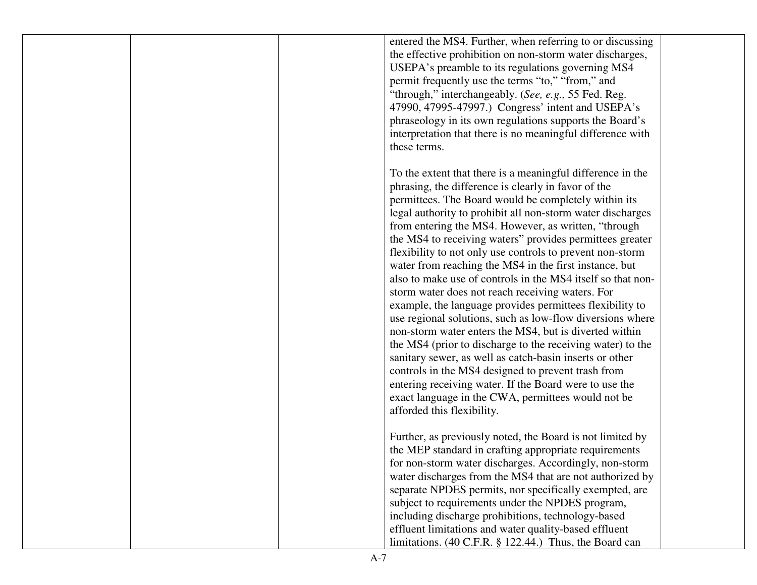| | | | | |
|---|---|---|---|---|
| | | | entered the MS4. Further, when referring to or discussing the effective prohibition on non-storm water discharges, USEPA's preamble to its regulations governing MS4 permit frequently use the terms "to," "from," and "through," interchangeably. (*See, e.g.,* 55 Fed. Reg. 47990, 47995-47997.) Congress' intent and USEPA's phraseology in its own regulations supports the Board's interpretation that there is no meaningful difference with these terms.<br><br>To the extent that there is a meaningful difference in the phrasing, the difference is clearly in favor of the permittees. The Board would be completely within its legal authority to prohibit all non-storm water discharges from entering the MS4. However, as written, "through the MS4 to receiving waters" provides permittees greater flexibility to not only use controls to prevent non-storm water from reaching the MS4 in the first instance, but also to make use of controls in the MS4 itself so that non-storm water does not reach receiving waters. For example, the language provides permittees flexibility to use regional solutions, such as low-flow diversions where non-storm water enters the MS4, but is diverted within the MS4 (prior to discharge to the receiving water) to the sanitary sewer, as well as catch-basin inserts or other controls in the MS4 designed to prevent trash from entering receiving water. If the Board were to use the exact language in the CWA, permittees would not be afforded this flexibility.<br><br>Further, as previously noted, the Board is not limited by the MEP standard in crafting appropriate requirements for non-storm water discharges. Accordingly, non-storm water discharges from the MS4 that are not authorized by separate NPDES permits, nor specifically exempted, are subject to requirements under the NPDES program, including discharge prohibitions, technology-based effluent limitations and water quality-based effluent limitations. (40 C.F.R. § 122.44.) Thus, the Board can | |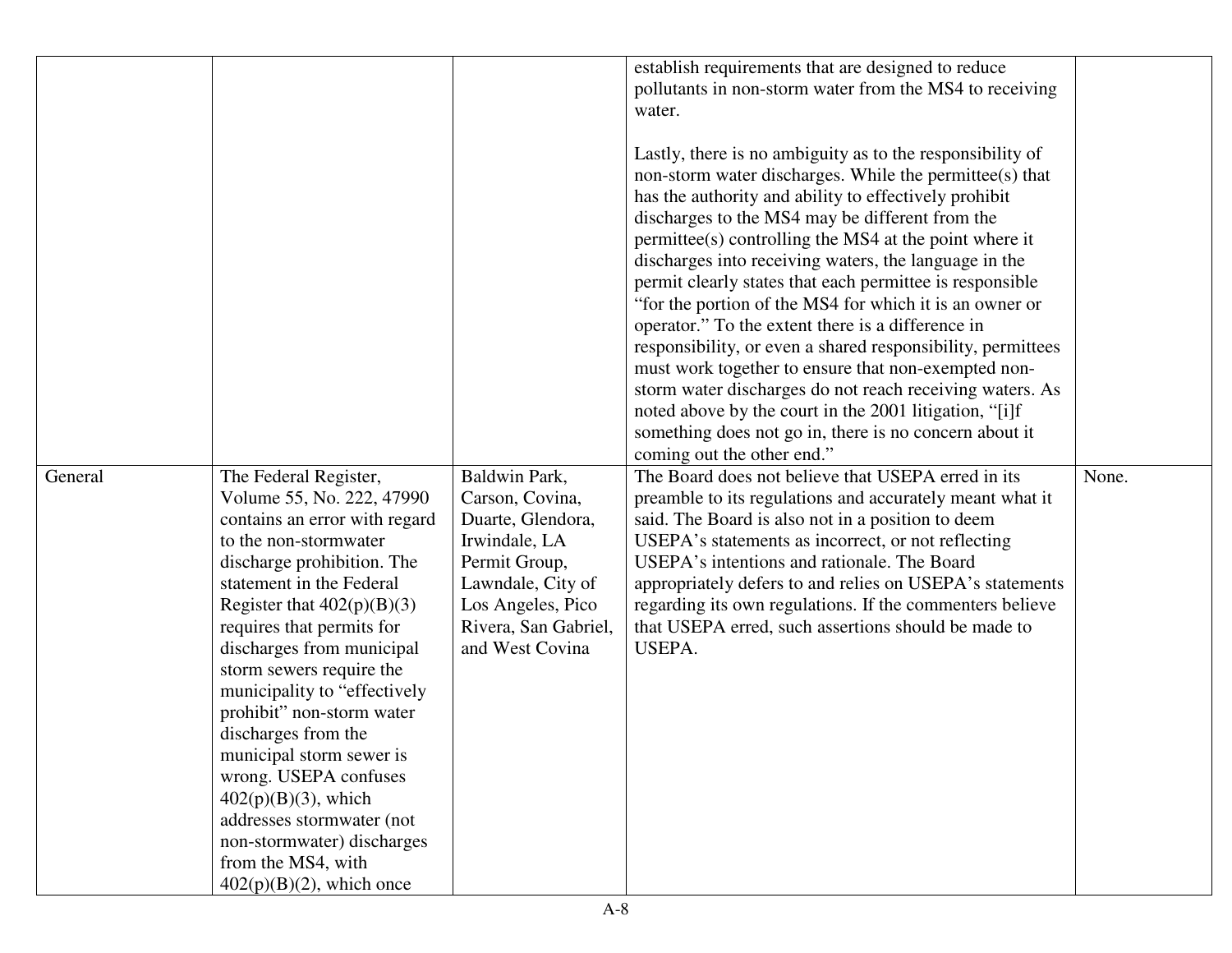| | | | | |
|---|---|---|---|---|
| | | | establish requirements that are designed to reduce pollutants in non-storm water from the MS4 to receiving water.<br><br>Lastly, there is no ambiguity as to the responsibility of non-storm water discharges. While the permittee(s) that has the authority and ability to effectively prohibit discharges to the MS4 may be different from the permittee(s) controlling the MS4 at the point where it discharges into receiving waters, the language in the permit clearly states that each permittee is responsible "for the portion of the MS4 for which it is an owner or operator." To the extent there is a difference in responsibility, or even a shared responsibility, permittees must work together to ensure that non-exempted non-storm water discharges do not reach receiving waters. As noted above by the court in the 2001 litigation, "[i]f something does not go in, there is no concern about it coming out the other end." | |
| General | The Federal Register, Volume 55, No. 222, 47990 contains an error with regard to the non-stormwater discharge prohibition. The statement in the Federal Register that 402(p)(B)(3) requires that permits for discharges from municipal storm sewers require the municipality to "effectively prohibit" non-storm water discharges from the municipal storm sewer is wrong. USEPA confuses 402(p)(B)(3), which addresses stormwater (not non-stormwater) discharges from the MS4, with 402(p)(B)(2), which once | Baldwin Park, Carson, Covina, Duarte, Glendora, Irwindale, LA Permit Group, Lawndale, City of Los Angeles, Pico Rivera, San Gabriel, and West Covina | The Board does not believe that USEPA erred in its preamble to its regulations and accurately meant what it said. The Board is also not in a position to deem USEPA's statements as incorrect, or not reflecting USEPA's intentions and rationale. The Board appropriately defers to and relies on USEPA's statements regarding its own regulations. If the commenters believe that USEPA erred, such assertions should be made to USEPA. | None. |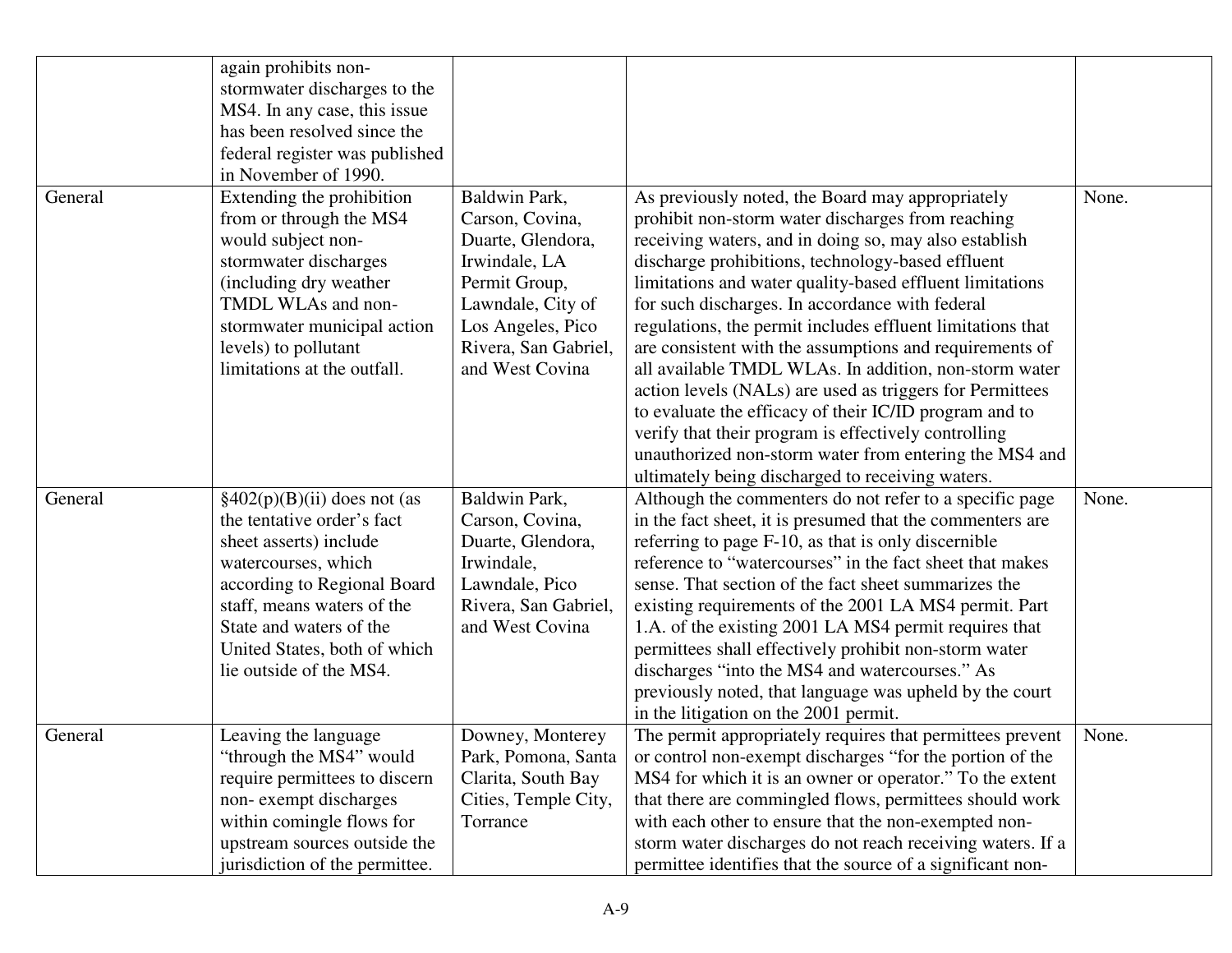| | | | | |
|---|---|---|---|---|
| | again prohibits non-stormwater discharges to the MS4. In any case, this issue has been resolved since the federal register was published in November of 1990. | | | |
| General | Extending the prohibition from or through the MS4 would subject non-stormwater discharges (including dry weather TMDL WLAs and non-stormwater municipal action levels) to pollutant limitations at the outfall. | Baldwin Park, Carson, Covina, Duarte, Glendora, Irwindale, LA Permit Group, Lawndale, City of Los Angeles, Pico Rivera, San Gabriel, and West Covina | As previously noted, the Board may appropriately prohibit non-storm water discharges from reaching receiving waters, and in doing so, may also establish discharge prohibitions, technology-based effluent limitations and water quality-based effluent limitations for such discharges. In accordance with federal regulations, the permit includes effluent limitations that are consistent with the assumptions and requirements of all available TMDL WLAs. In addition, non-storm water action levels (NALs) are used as triggers for Permittees to evaluate the efficacy of their IC/ID program and to verify that their program is effectively controlling unauthorized non-storm water from entering the MS4 and ultimately being discharged to receiving waters. | None. |
| General | §402(p)(B)(ii) does not (as the tentative order's fact sheet asserts) include watercourses, which according to Regional Board staff, means waters of the State and waters of the United States, both of which lie outside of the MS4. | Baldwin Park, Carson, Covina, Duarte, Glendora, Irwindale, Lawndale, Pico Rivera, San Gabriel, and West Covina | Although the commenters do not refer to a specific page in the fact sheet, it is presumed that the commenters are referring to page F-10, as that is only discernible reference to "watercourses" in the fact sheet that makes sense. That section of the fact sheet summarizes the existing requirements of the 2001 LA MS4 permit. Part 1.A. of the existing 2001 LA MS4 permit requires that permittees shall effectively prohibit non-storm water discharges "into the MS4 and watercourses." As previously noted, that language was upheld by the court in the litigation on the 2001 permit. | None. |
| General | Leaving the language "through the MS4" would require permittees to discern non- exempt discharges within comingle flows for upstream sources outside the jurisdiction of the permittee. | Downey, Monterey Park, Pomona, Santa Clarita, South Bay Cities, Temple City, Torrance | The permit appropriately requires that permittees prevent or control non-exempt discharges "for the portion of the MS4 for which it is an owner or operator." To the extent that there are commingled flows, permittees should work with each other to ensure that the non-exempted non-storm water discharges do not reach receiving waters. If a permittee identifies that the source of a significant non- | |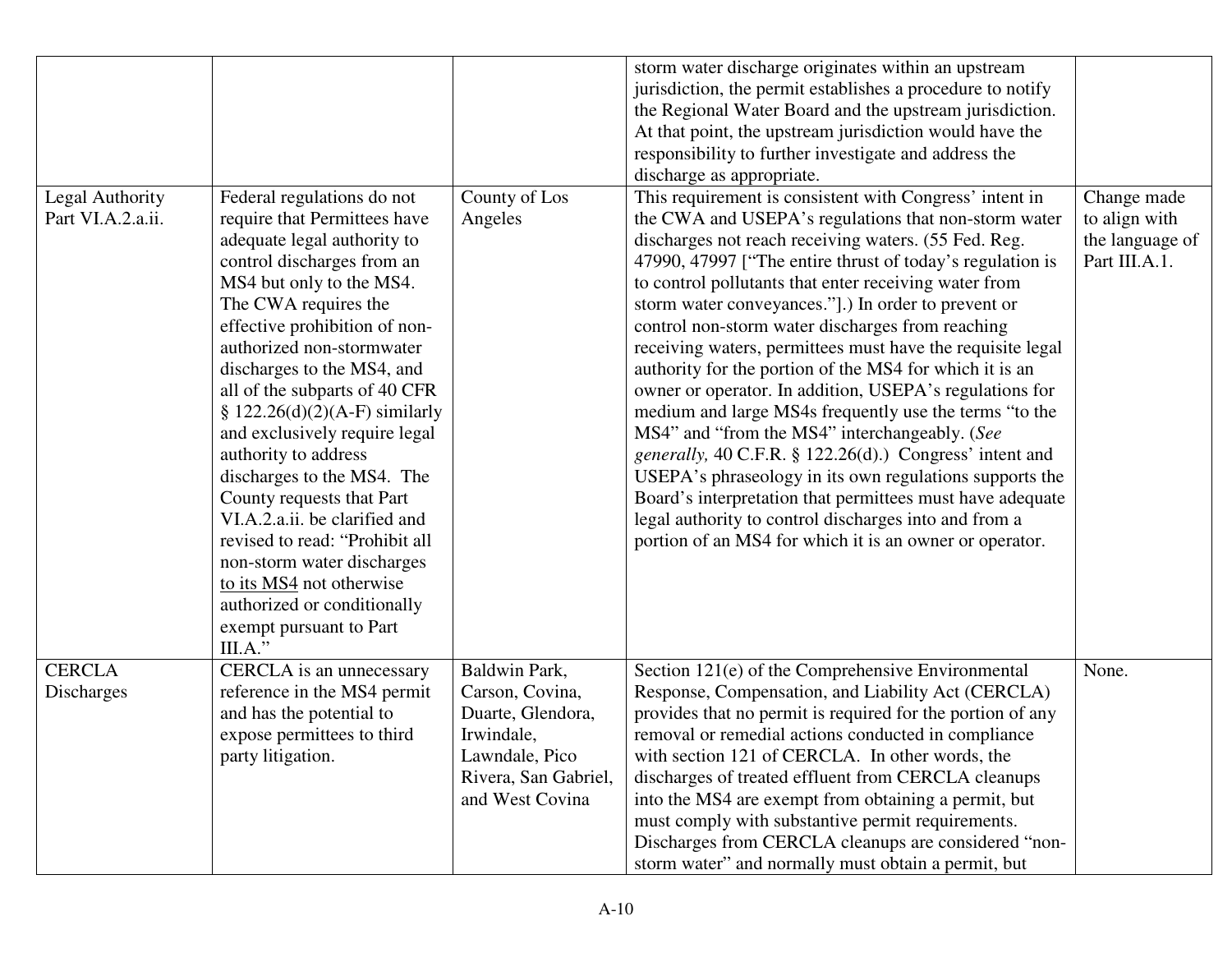| | | | | |
|---|---|---|---|---|
| | | | storm water discharge originates within an upstream jurisdiction, the permit establishes a procedure to notify the Regional Water Board and the upstream jurisdiction. At that point, the upstream jurisdiction would have the responsibility to further investigate and address the discharge as appropriate. | |
| Legal Authority Part VI.A.2.a.ii. | Federal regulations do not require that Permittees have adequate legal authority to control discharges from an MS4 but only to the MS4. The CWA requires the effective prohibition of non-authorized non-stormwater discharges to the MS4, and all of the subparts of 40 CFR § 122.26(d)(2)(A-F) similarly and exclusively require legal authority to address discharges to the MS4. The County requests that Part VI.A.2.a.ii. be clarified and revised to read: "Prohibit all non-storm water discharges <u>to its MS4</u> not otherwise authorized or conditionally exempt pursuant to Part III.A." | County of Los Angeles | This requirement is consistent with Congress' intent in the CWA and USEPA's regulations that non-storm water discharges not reach receiving waters. (55 Fed. Reg. 47990, 47997 ["The entire thrust of today's regulation is to control pollutants that enter receiving water from storm water conveyances."].) In order to prevent or control non-storm water discharges from reaching receiving waters, permittees must have the requisite legal authority for the portion of the MS4 for which it is an owner or operator. In addition, USEPA's regulations for medium and large MS4s frequently use the terms "to the MS4" and "from the MS4" interchangeably. (*See generally,* 40 C.F.R. § 122.26(d).) Congress' intent and USEPA's phraseology in its own regulations supports the Board's interpretation that permittees must have adequate legal authority to control discharges into and from a portion of an MS4 for which it is an owner or operator. | Change made to align with the language of Part III.A.1. |
| CERCLA Discharges | CERCLA is an unnecessary reference in the MS4 permit and has the potential to expose permittees to third party litigation. | Baldwin Park, Carson, Covina, Duarte, Glendora, Irwindale, Lawndale, Pico Rivera, San Gabriel, and West Covina | Section 121(e) of the Comprehensive Environmental Response, Compensation, and Liability Act (CERCLA) provides that no permit is required for the portion of any removal or remedial actions conducted in compliance with section 121 of CERCLA. In other words, the discharges of treated effluent from CERCLA cleanups into the MS4 are exempt from obtaining a permit, but must comply with substantive permit requirements. Discharges from CERCLA cleanups are considered "non-storm water" and normally must obtain a permit, but | None. |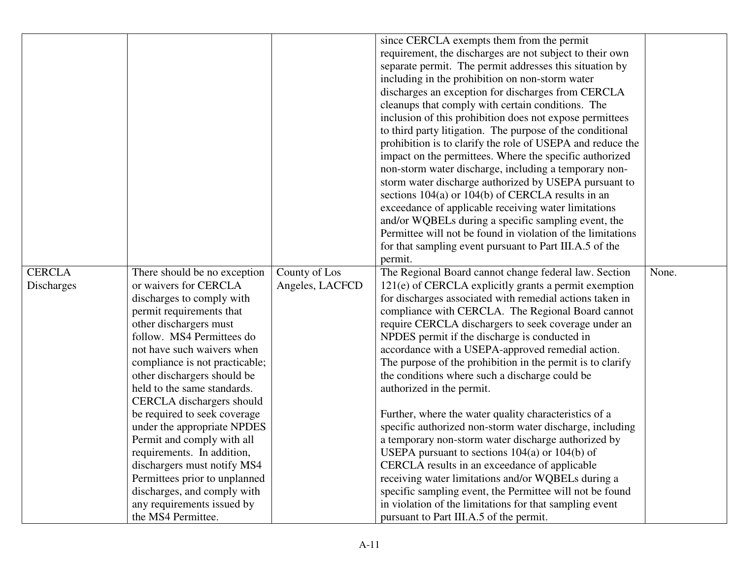| | | | | |
|---|---|---|---|---|
| | | | since CERCLA exempts them from the permit requirement, the discharges are not subject to their own separate permit. The permit addresses this situation by including in the prohibition on non-storm water discharges an exception for discharges from CERCLA cleanups that comply with certain conditions. The inclusion of this prohibition does not expose permittees to third party litigation. The purpose of the conditional prohibition is to clarify the role of USEPA and reduce the impact on the permittees. Where the specific authorized non-storm water discharge, including a temporary non-storm water discharge authorized by USEPA pursuant to sections 104(a) or 104(b) of CERCLA results in an exceedance of applicable receiving water limitations and/or WQBELs during a specific sampling event, the Permittee will not be found in violation of the limitations for that sampling event pursuant to Part III.A.5 of the permit. | |
| CERCLA Discharges | There should be no exception or waivers for CERCLA discharges to comply with permit requirements that other dischargers must follow. MS4 Permittees do not have such waivers when compliance is not practicable; other dischargers should be held to the same standards. CERCLA dischargers should be required to seek coverage under the appropriate NPDES Permit and comply with all requirements. In addition, dischargers must notify MS4 Permittees prior to unplanned discharges, and comply with any requirements issued by the MS4 Permittee. | County of Los Angeles, LACFCD | The Regional Board cannot change federal law. Section 121(e) of CERCLA explicitly grants a permit exemption for discharges associated with remedial actions taken in compliance with CERCLA. The Regional Board cannot require CERCLA dischargers to seek coverage under an NPDES permit if the discharge is conducted in accordance with a USEPA-approved remedial action. The purpose of the prohibition in the permit is to clarify the conditions where such a discharge could be authorized in the permit.<br><br>Further, where the water quality characteristics of a specific authorized non-storm water discharge, including a temporary non-storm water discharge authorized by USEPA pursuant to sections 104(a) or 104(b) of CERCLA results in an exceedance of applicable receiving water limitations and/or WQBELs during a specific sampling event, the Permittee will not be found in violation of the limitations for that sampling event pursuant to Part III.A.5 of the permit. | None. |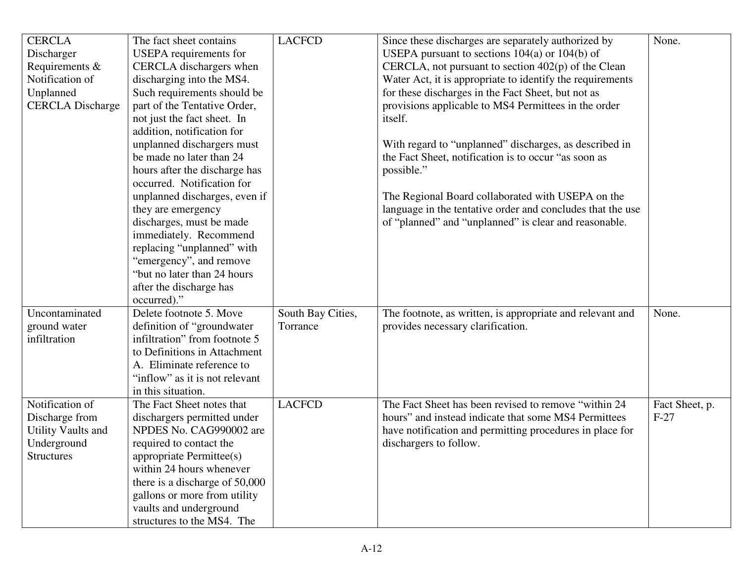| | | | | |
|---|---|---|---|---|
| CERCLA Discharger Requirements & Notification of Unplanned CERCLA Discharge | The fact sheet contains USEPA requirements for CERCLA dischargers when discharging into the MS4. Such requirements should be part of the Tentative Order, not just the fact sheet. In addition, notification for unplanned dischargers must be made no later than 24 hours after the discharge has occurred. Notification for unplanned discharges, even if they are emergency discharges, must be made immediately. Recommend replacing "unplanned" with "emergency", and remove "but no later than 24 hours after the discharge has occurred)." | LACFCD | Since these discharges are separately authorized by USEPA pursuant to sections 104(a) or 104(b) of CERCLA, not pursuant to section 402(p) of the Clean Water Act, it is appropriate to identify the requirements for these discharges in the Fact Sheet, but not as provisions applicable to MS4 Permittees in the order itself.<br><br>With regard to "unplanned" discharges, as described in the Fact Sheet, notification is to occur "as soon as possible."<br><br>The Regional Board collaborated with USEPA on the language in the tentative order and concludes that the use of "planned" and "unplanned" is clear and reasonable. | None. |
| Uncontaminated ground water infiltration | Delete footnote 5. Move definition of "groundwater infiltration" from footnote 5 to Definitions in Attachment A. Eliminate reference to "inflow" as it is not relevant in this situation. | South Bay Cities, Torrance | The footnote, as written, is appropriate and relevant and provides necessary clarification. | None. |
| Notification of Discharge from Utility Vaults and Underground Structures | The Fact Sheet notes that dischargers permitted under NPDES No. CAG990002 are required to contact the appropriate Permittee(s) within 24 hours whenever there is a discharge of 50,000 gallons or more from utility vaults and underground structures to the MS4. The | LACFCD | The Fact Sheet has been revised to remove "within 24 hours" and instead indicate that some MS4 Permittees have notification and permitting procedures in place for dischargers to follow. | Fact Sheet, p. F-27 |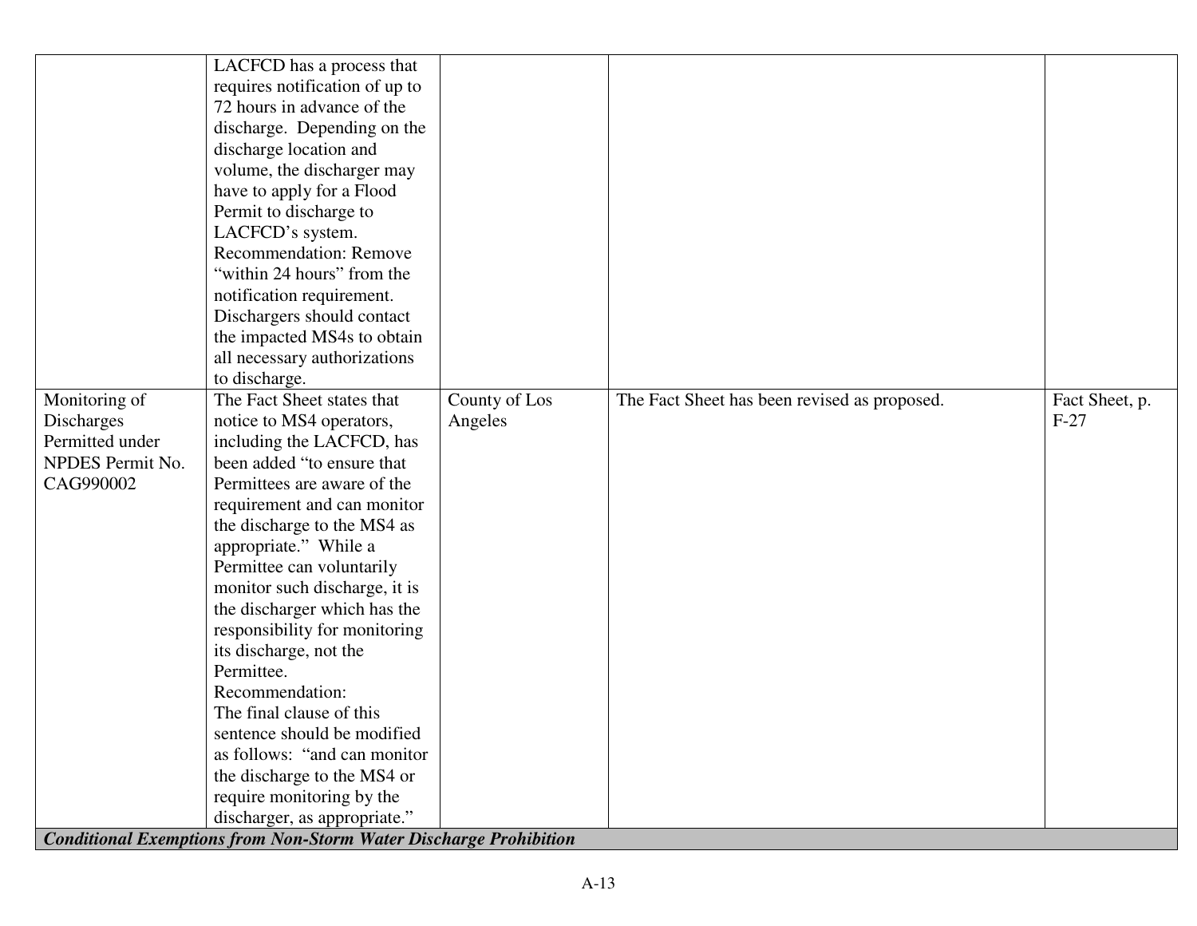| | | | | |
|---|---|---|---|---|
| | LACFCD has a process that requires notification of up to 72 hours in advance of the discharge. Depending on the discharge location and volume, the discharger may have to apply for a Flood Permit to discharge to LACFCD's system. Recommendation: Remove "within 24 hours" from the notification requirement. Dischargers should contact the impacted MS4s to obtain all necessary authorizations to discharge. | | | |
| Monitoring of Discharges Permitted under NPDES Permit No. CAG990002 | The Fact Sheet states that notice to MS4 operators, including the LACFCD, has been added "to ensure that Permittees are aware of the requirement and can monitor the discharge to the MS4 as appropriate." While a Permittee can voluntarily monitor such discharge, it is the discharger which has the responsibility for monitoring its discharge, not the Permittee. Recommendation: The final clause of this sentence should be modified as follows: "and can monitor the discharge to the MS4 or require monitoring by the discharger, as appropriate." | County of Los Angeles | The Fact Sheet has been revised as proposed. | Fact Sheet, p. F-27 |
| ***Conditional Exemptions from Non-Storm Water Discharge Prohibition*** | | | | |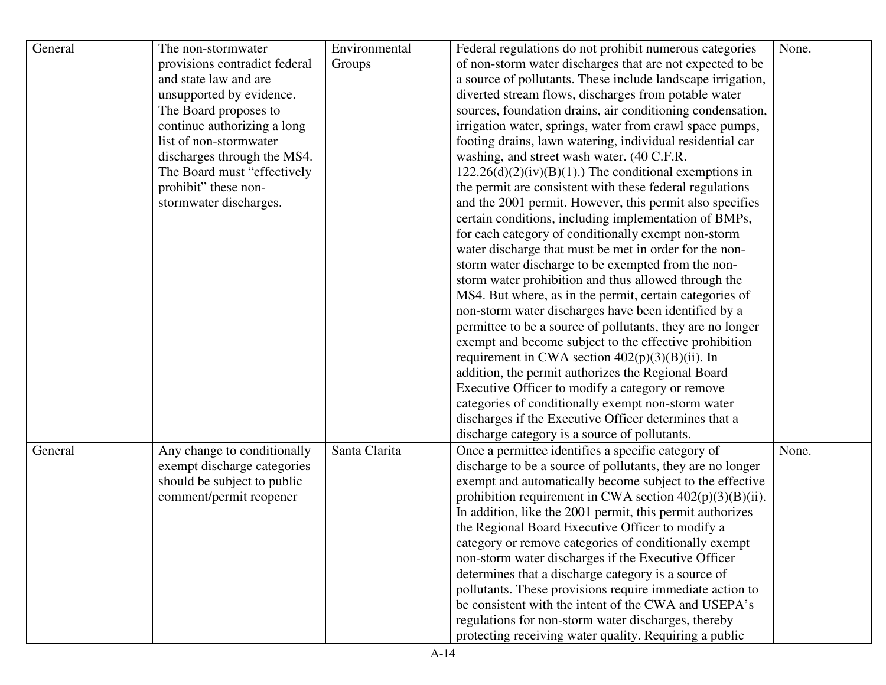| General | The non-stormwater provisions contradict federal and state law and are unsupported by evidence. The Board proposes to continue authorizing a long list of non-stormwater discharges through the MS4. The Board must "effectively prohibit" these non-stormwater discharges. | Environmental Groups | Federal regulations do not prohibit numerous categories of non-storm water discharges that are not expected to be a source of pollutants. These include landscape irrigation, diverted stream flows, discharges from potable water sources, foundation drains, air conditioning condensation, irrigation water, springs, water from crawl space pumps, footing drains, lawn watering, individual residential car washing, and street wash water. (40 C.F.R. 122.26(d)(2)(iv)(B)(1).) The conditional exemptions in the permit are consistent with these federal regulations and the 2001 permit. However, this permit also specifies certain conditions, including implementation of BMPs, for each category of conditionally exempt non-storm water discharge that must be met in order for the non-storm water discharge to be exempted from the non-storm water prohibition and thus allowed through the MS4. But where, as in the permit, certain categories of non-storm water discharges have been identified by a permittee to be a source of pollutants, they are no longer exempt and become subject to the effective prohibition requirement in CWA section 402(p)(3)(B)(ii). In addition, the permit authorizes the Regional Board Executive Officer to modify a category or remove categories of conditionally exempt non-storm water discharges if the Executive Officer determines that a discharge category is a source of pollutants. | None. |
|---|---|---|---|---|
| General | Any change to conditionally exempt discharge categories should be subject to public comment/permit reopener | Santa Clarita | Once a permittee identifies a specific category of discharge to be a source of pollutants, they are no longer exempt and automatically become subject to the effective prohibition requirement in CWA section 402(p)(3)(B)(ii). In addition, like the 2001 permit, this permit authorizes the Regional Board Executive Officer to modify a category or remove categories of conditionally exempt non-storm water discharges if the Executive Officer determines that a discharge category is a source of pollutants. These provisions require immediate action to be consistent with the intent of the CWA and USEPA's regulations for non-storm water discharges, thereby protecting receiving water quality. Requiring a public | None. |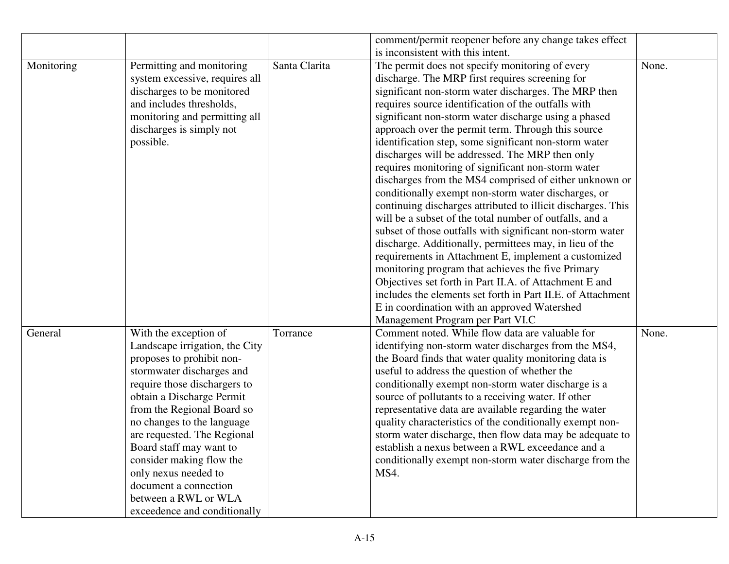| | | | | |
|---|---|---|---|---|
| | | | comment/permit reopener before any change takes effect is inconsistent with this intent. | |
| Monitoring | Permitting and monitoring system excessive, requires all discharges to be monitored and includes thresholds, monitoring and permitting all discharges is simply not possible. | Santa Clarita | The permit does not specify monitoring of every discharge. The MRP first requires screening for significant non-storm water discharges. The MRP then requires source identification of the outfalls with significant non-storm water discharge using a phased approach over the permit term. Through this source identification step, some significant non-storm water discharges will be addressed. The MRP then only requires monitoring of significant non-storm water discharges from the MS4 comprised of either unknown or conditionally exempt non-storm water discharges, or continuing discharges attributed to illicit discharges. This will be a subset of the total number of outfalls, and a subset of those outfalls with significant non-storm water discharge. Additionally, permittees may, in lieu of the requirements in Attachment E, implement a customized monitoring program that achieves the five Primary Objectives set forth in Part II.A. of Attachment E and includes the elements set forth in Part II.E. of Attachment E in coordination with an approved Watershed Management Program per Part VI.C | None. |
| General | With the exception of Landscape irrigation, the City proposes to prohibit non-stormwater discharges and require those dischargers to obtain a Discharge Permit from the Regional Board so no changes to the language are requested. The Regional Board staff may want to consider making flow the only nexus needed to document a connection between a RWL or WLA exceedence and conditionally | Torrance | Comment noted. While flow data are valuable for identifying non-storm water discharges from the MS4, the Board finds that water quality monitoring data is useful to address the question of whether the conditionally exempt non-storm water discharge is a source of pollutants to a receiving water. If other representative data are available regarding the water quality characteristics of the conditionally exempt non-storm water discharge, then flow data may be adequate to establish a nexus between a RWL exceedance and a conditionally exempt non-storm water discharge from the MS4. | None. |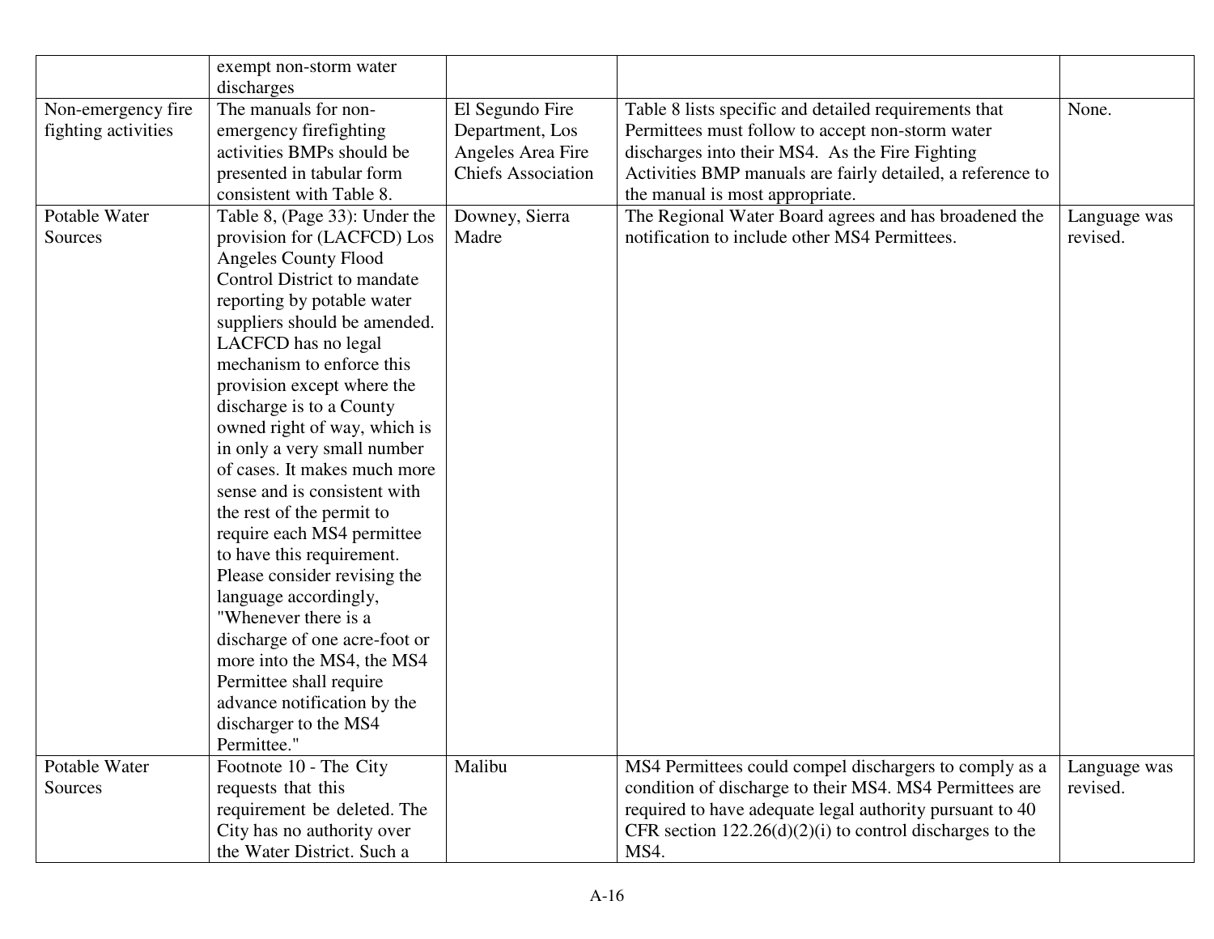| | | | | |
|---|---|---|---|---|
| | exempt non-storm water discharges | | | |
| Non-emergency fire fighting activities | The manuals for non-emergency firefighting activities BMPs should be presented in tabular form consistent with Table 8. | El Segundo Fire Department, Los Angeles Area Fire Chiefs Association | Table 8 lists specific and detailed requirements that Permittees must follow to accept non-storm water discharges into their MS4. As the Fire Fighting Activities BMP manuals are fairly detailed, a reference to the manual is most appropriate. | None. |
| Potable Water Sources | Table 8, (Page 33): Under the provision for (LACFCD) Los Angeles County Flood Control District to mandate reporting by potable water suppliers should be amended. LACFCD has no legal mechanism to enforce this provision except where the discharge is to a County owned right of way, which is in only a very small number of cases. It makes much more sense and is consistent with the rest of the permit to require each MS4 permittee to have this requirement. Please consider revising the language accordingly, "Whenever there is a discharge of one acre-foot or more into the MS4, the MS4 Permittee shall require advance notification by the discharger to the MS4 Permittee." | Downey, Sierra Madre | The Regional Water Board agrees and has broadened the notification to include other MS4 Permittees. | Language was revised. |
| Potable Water Sources | Footnote 10 - The City requests that this requirement be deleted. The City has no authority over the Water District. Such a | Malibu | MS4 Permittees could compel dischargers to comply as a condition of discharge to their MS4. MS4 Permittees are required to have adequate legal authority pursuant to 40 CFR section 122.26(d)(2)(i) to control discharges to the MS4. | Language was revised. |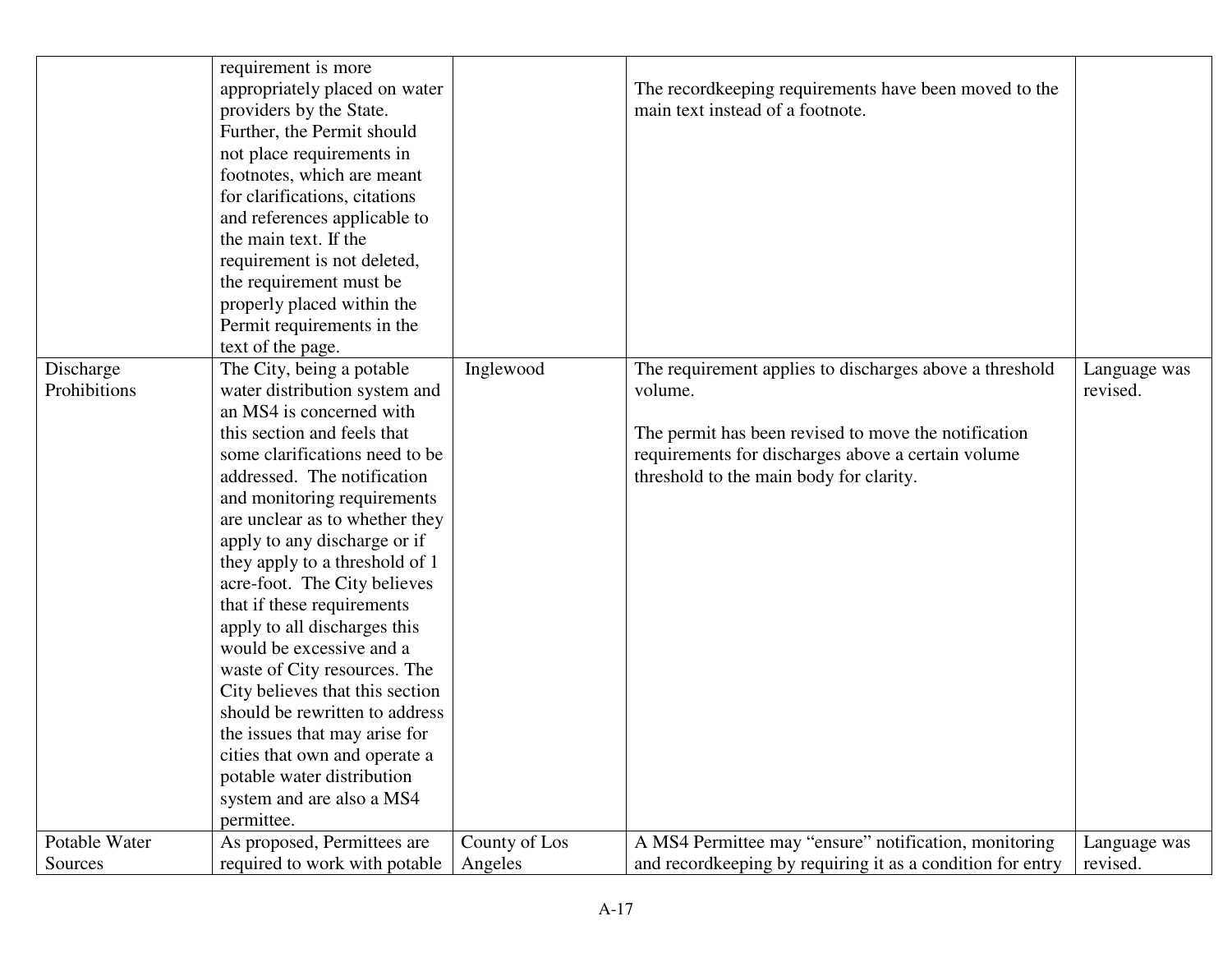| | | | | |
|---|---|---|---|---|
| | requirement is more appropriately placed on water providers by the State. Further, the Permit should not place requirements in footnotes, which are meant for clarifications, citations and references applicable to the main text. If the requirement is not deleted, the requirement must be properly placed within the Permit requirements in the text of the page. | | The recordkeeping requirements have been moved to the main text instead of a footnote. | |
| Discharge Prohibitions | The City, being a potable water distribution system and an MS4 is concerned with this section and feels that some clarifications need to be addressed. The notification and monitoring requirements are unclear as to whether they apply to any discharge or if they apply to a threshold of 1 acre-foot. The City believes that if these requirements apply to all discharges this would be excessive and a waste of City resources. The City believes that this section should be rewritten to address the issues that may arise for cities that own and operate a potable water distribution system and are also a MS4 permittee. | Inglewood | The requirement applies to discharges above a threshold volume.<br><br>The permit has been revised to move the notification requirements for discharges above a certain volume threshold to the main body for clarity. | Language was revised. |
| Potable Water Sources | As proposed, Permittees are required to work with potable | County of Los Angeles | A MS4 Permittee may "ensure" notification, monitoring and recordkeeping by requiring it as a condition for entry | Language was revised. |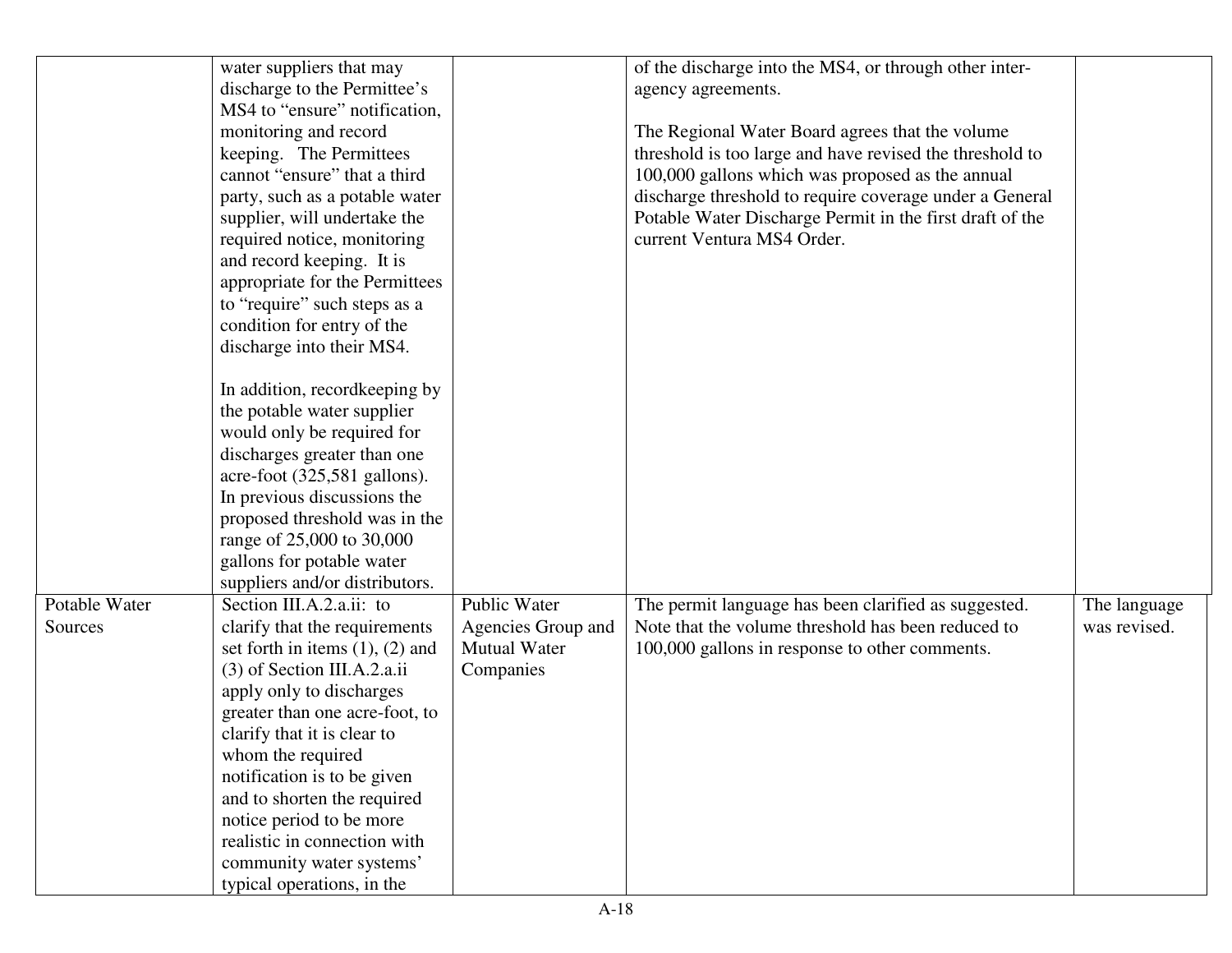| | | | | |
|---|---|---|---|---|
| | water suppliers that may discharge to the Permittee's MS4 to "ensure" notification, monitoring and record keeping. The Permittees cannot "ensure" that a third party, such as a potable water supplier, will undertake the required notice, monitoring and record keeping. It is appropriate for the Permittees to "require" such steps as a condition for entry of the discharge into their MS4.<br><br>In addition, recordkeeping by the potable water supplier would only be required for discharges greater than one acre-foot (325,581 gallons). In previous discussions the proposed threshold was in the range of 25,000 to 30,000 gallons for potable water suppliers and/or distributors. | | of the discharge into the MS4, or through other inter-agency agreements.<br><br>The Regional Water Board agrees that the volume threshold is too large and have revised the threshold to 100,000 gallons which was proposed as the annual discharge threshold to require coverage under a General Potable Water Discharge Permit in the first draft of the current Ventura MS4 Order. | |
| Potable Water Sources | Section III.A.2.a.ii: to clarify that the requirements set forth in items (1), (2) and (3) of Section III.A.2.a.ii apply only to discharges greater than one acre-foot, to clarify that it is clear to whom the required notification is to be given and to shorten the required notice period to be more realistic in connection with community water systems' typical operations, in the | Public Water Agencies Group and Mutual Water Companies | The permit language has been clarified as suggested. Note that the volume threshold has been reduced to 100,000 gallons in response to other comments. | The language was revised. |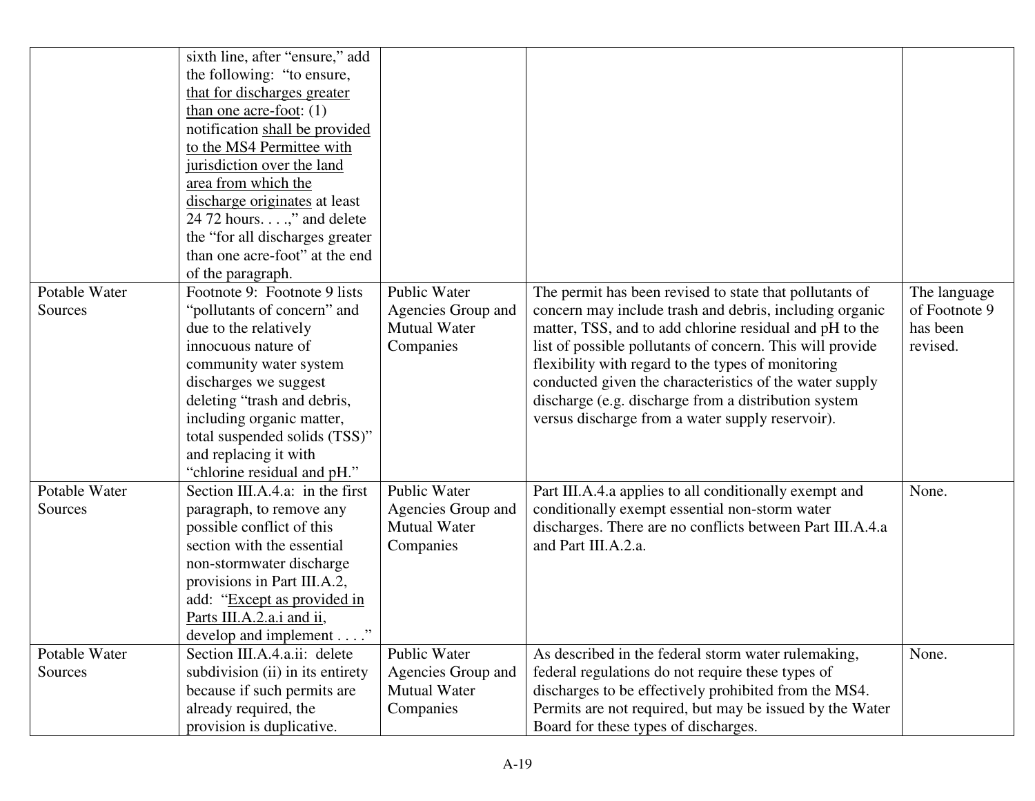| | | | | |
|---|---|---|---|---|
| | sixth line, after "ensure," add the following: "to ensure, that for discharges greater than one acre-foot: (1) notification shall be provided to the MS4 Permittee with jurisdiction over the land area from which the discharge originates at least 24 72 hours. . . .," and delete the "for all discharges greater than one acre-foot" at the end of the paragraph. | | | |
| Potable Water Sources | Footnote 9: Footnote 9 lists "pollutants of concern" and due to the relatively innocuous nature of community water system discharges we suggest deleting "trash and debris, including organic matter, total suspended solids (TSS)" and replacing it with "chlorine residual and pH." | Public Water Agencies Group and Mutual Water Companies | The permit has been revised to state that pollutants of concern may include trash and debris, including organic matter, TSS, and to add chlorine residual and pH to the list of possible pollutants of concern. This will provide flexibility with regard to the types of monitoring conducted given the characteristics of the water supply discharge (e.g. discharge from a distribution system versus discharge from a water supply reservoir). | The language of Footnote 9 has been revised. |
| Potable Water Sources | Section III.A.4.a: in the first paragraph, to remove any possible conflict of this section with the essential non-stormwater discharge provisions in Part III.A.2, add: "Except as provided in Parts III.A.2.a.i and ii, develop and implement . . . ." | Public Water Agencies Group and Mutual Water Companies | Part III.A.4.a applies to all conditionally exempt and conditionally exempt essential non-storm water discharges. There are no conflicts between Part III.A.4.a and Part III.A.2.a. | None. |
| Potable Water Sources | Section III.A.4.a.ii: delete subdivision (ii) in its entirety because if such permits are already required, the provision is duplicative. | Public Water Agencies Group and Mutual Water Companies | As described in the federal storm water rulemaking, federal regulations do not require these types of discharges to be effectively prohibited from the MS4. Permits are not required, but may be issued by the Water Board for these types of discharges. | None. |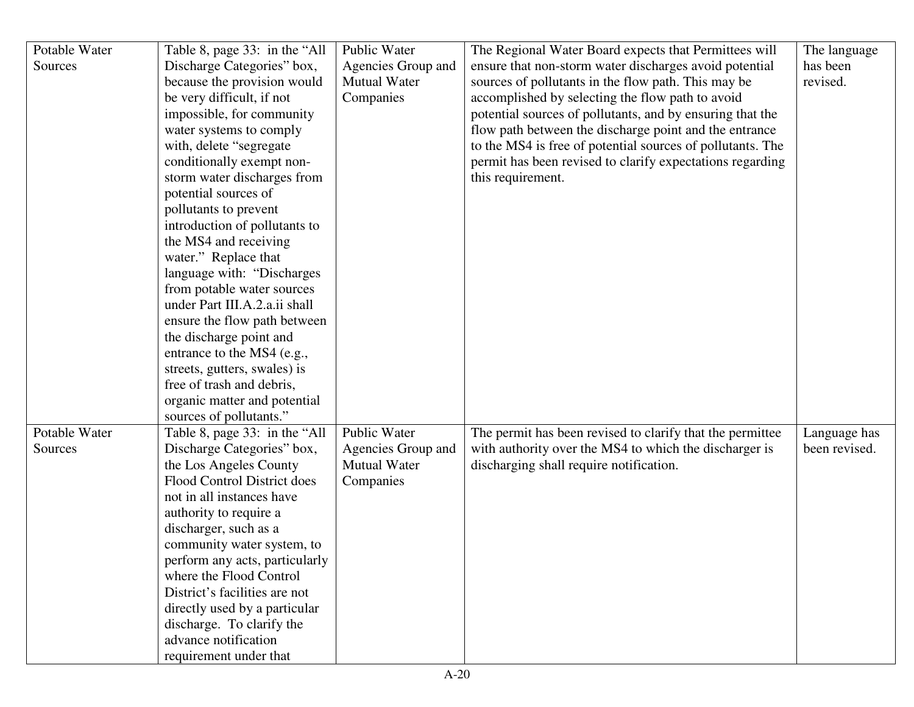| | | | | |
|---|---|---|---|---|
| Potable Water Sources | Table 8, page 33: in the "All Discharge Categories" box, because the provision would be very difficult, if not impossible, for community water systems to comply with, delete "segregate conditionally exempt non-storm water discharges from potential sources of pollutants to prevent introduction of pollutants to the MS4 and receiving water." Replace that language with: "Discharges from potable water sources under Part III.A.2.a.ii shall ensure the flow path between the discharge point and entrance to the MS4 (e.g., streets, gutters, swales) is free of trash and debris, organic matter and potential sources of pollutants." | Public Water Agencies Group and Mutual Water Companies | The Regional Water Board expects that Permittees will ensure that non-storm water discharges avoid potential sources of pollutants in the flow path. This may be accomplished by selecting the flow path to avoid potential sources of pollutants, and by ensuring that the flow path between the discharge point and the entrance to the MS4 is free of potential sources of pollutants. The permit has been revised to clarify expectations regarding this requirement. | The language has been revised. |
| Potable Water Sources | Table 8, page 33: in the "All Discharge Categories" box, the Los Angeles County Flood Control District does not in all instances have authority to require a discharger, such as a community water system, to perform any acts, particularly where the Flood Control District's facilities are not directly used by a particular discharge. To clarify the advance notification requirement under that | Public Water Agencies Group and Mutual Water Companies | The permit has been revised to clarify that the permittee with authority over the MS4 to which the discharger is discharging shall require notification. | Language has been revised. |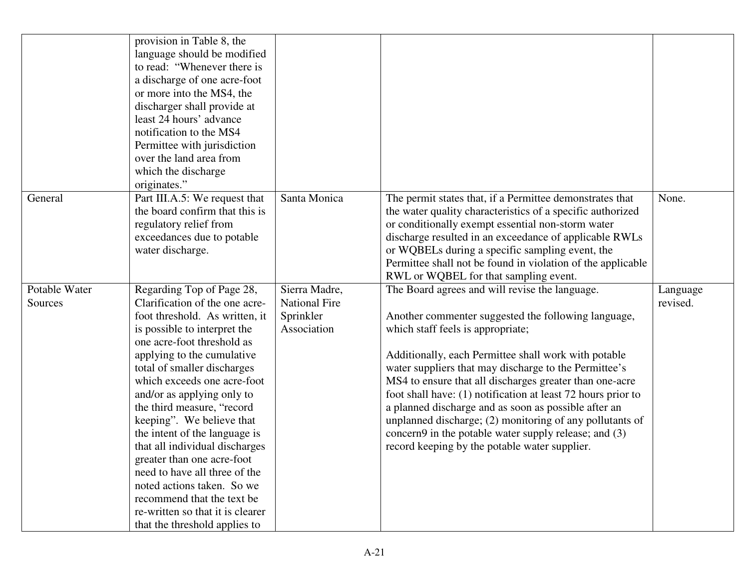| | | | | |
|---|---|---|---|---|
| | provision in Table 8, the language should be modified to read: "Whenever there is a discharge of one acre-foot or more into the MS4, the discharger shall provide at least 24 hours' advance notification to the MS4 Permittee with jurisdiction over the land area from which the discharge originates." | | | |
| General | Part III.A.5: We request that the board confirm that this is regulatory relief from exceedances due to potable water discharge. | Santa Monica | The permit states that, if a Permittee demonstrates that the water quality characteristics of a specific authorized or conditionally exempt essential non-storm water discharge resulted in an exceedance of applicable RWLs or WQBELs during a specific sampling event, the Permittee shall not be found in violation of the applicable RWL or WQBEL for that sampling event. | None. |
| Potable Water Sources | Regarding Top of Page 28, Clarification of the one acre-foot threshold. As written, it is possible to interpret the one acre-foot threshold as applying to the cumulative total of smaller discharges which exceeds one acre-foot and/or as applying only to the third measure, "record keeping". We believe that the intent of the language is that all individual discharges greater than one acre-foot need to have all three of the noted actions taken. So we recommend that the text be re-written so that it is clearer that the threshold applies to | Sierra Madre, National Fire Sprinkler Association | The Board agrees and will revise the language.<br><br>Another commenter suggested the following language, which staff feels is appropriate;<br><br>Additionally, each Permittee shall work with potable water suppliers that may discharge to the Permittee's MS4 to ensure that all discharges greater than one-acre foot shall have: (1) notification at least 72 hours prior to a planned discharge and as soon as possible after an unplanned discharge; (2) monitoring of any pollutants of concern9 in the potable water supply release; and (3) record keeping by the potable water supplier. | Language revised. |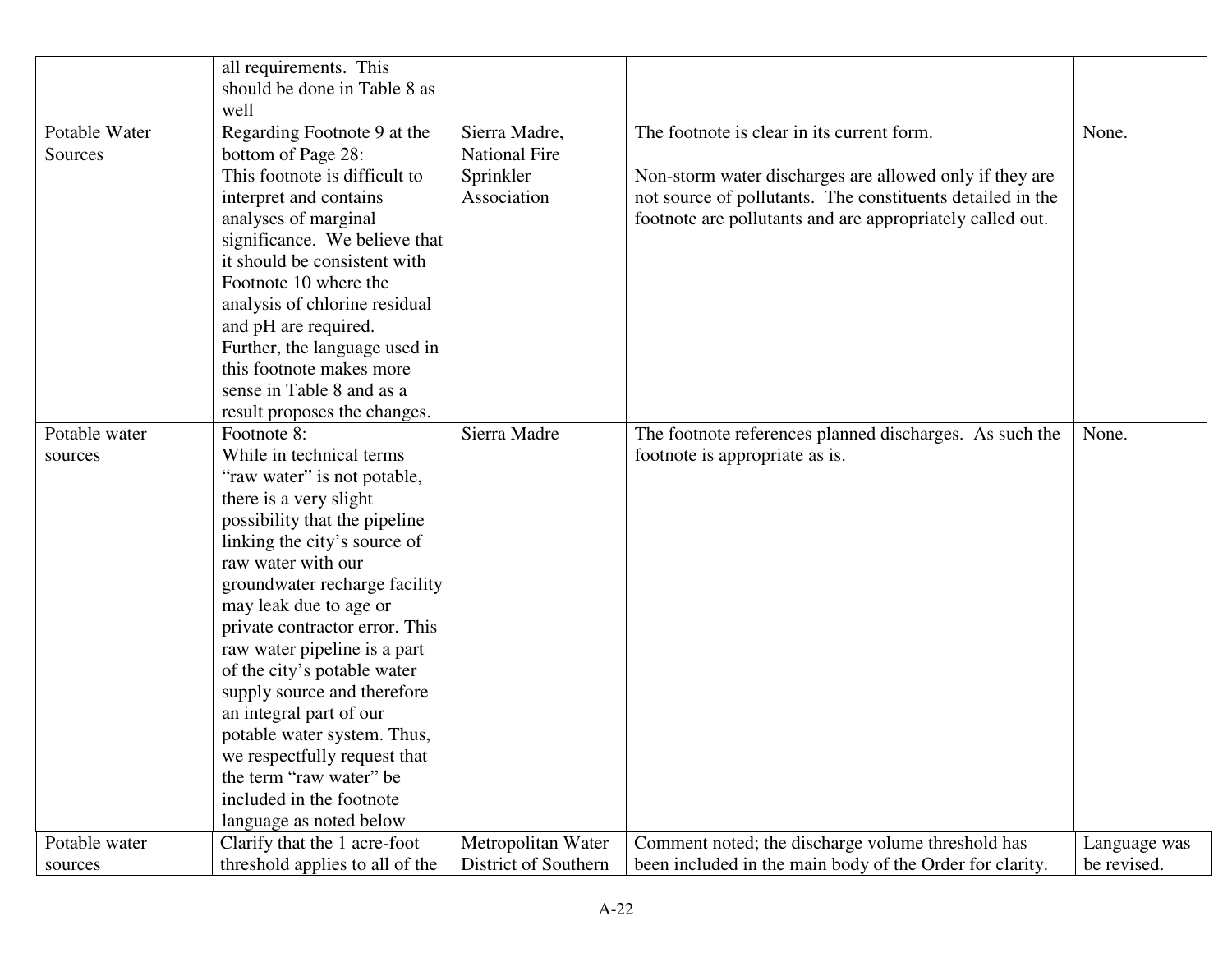| | | | | |
|---|---|---|---|---|
| | all requirements. This should be done in Table 8 as well | | | |
| Potable Water Sources | Regarding Footnote 9 at the bottom of Page 28: This footnote is difficult to interpret and contains analyses of marginal significance. We believe that it should be consistent with Footnote 10 where the analysis of chlorine residual and pH are required. Further, the language used in this footnote makes more sense in Table 8 and as a result proposes the changes. | Sierra Madre, National Fire Sprinkler Association | The footnote is clear in its current form.<br><br>Non-storm water discharges are allowed only if they are not source of pollutants. The constituents detailed in the footnote are pollutants and are appropriately called out. | None. |
| Potable water sources | Footnote 8: While in technical terms "raw water" is not potable, there is a very slight possibility that the pipeline linking the city's source of raw water with our groundwater recharge facility may leak due to age or private contractor error. This raw water pipeline is a part of the city's potable water supply source and therefore an integral part of our potable water system. Thus, we respectfully request that the term "raw water" be included in the footnote language as noted below | Sierra Madre | The footnote references planned discharges. As such the footnote is appropriate as is. | None. |
| Potable water sources | Clarify that the 1 acre-foot threshold applies to all of the | Metropolitan Water District of Southern | Comment noted; the discharge volume threshold has been included in the main body of the Order for clarity. | Language was be revised. |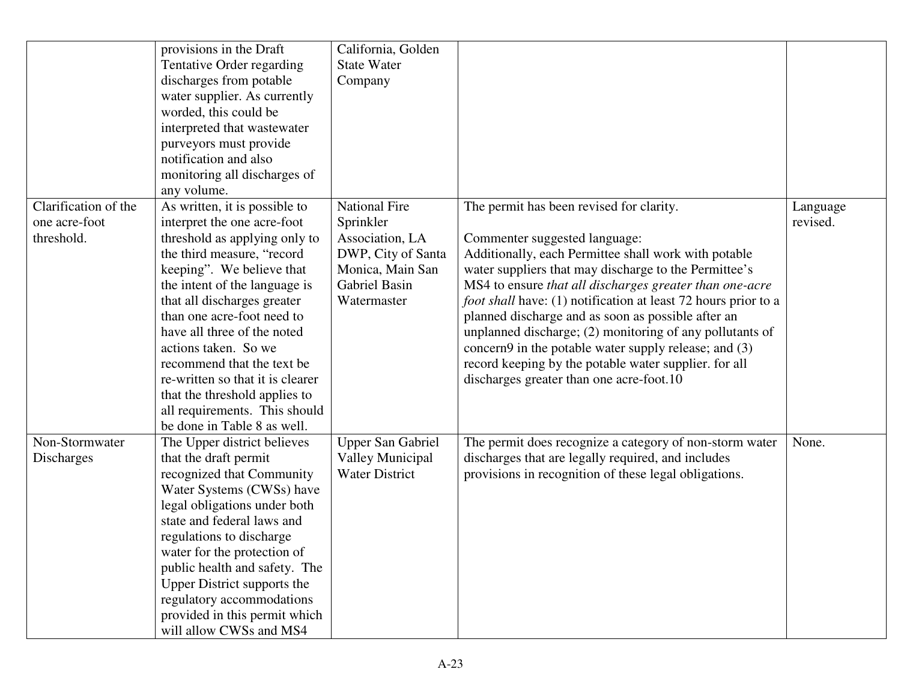| | | | | |
|---|---|---|---|---|
| | provisions in the Draft Tentative Order regarding discharges from potable water supplier. As currently worded, this could be interpreted that wastewater purveyors must provide notification and also monitoring all discharges of any volume. | California, Golden State Water Company | | |
| Clarification of the one acre-foot threshold. | As written, it is possible to interpret the one acre-foot threshold as applying only to the third measure, "record keeping". We believe that the intent of the language is that all discharges greater than one acre-foot need to have all three of the noted actions taken. So we recommend that the text be re-written so that it is clearer that the threshold applies to all requirements. This should be done in Table 8 as well. | National Fire Sprinkler Association, LA DWP, City of Santa Monica, Main San Gabriel Basin Watermaster | The permit has been revised for clarity.<br><br>Commenter suggested language:<br>Additionally, each Permittee shall work with potable water suppliers that may discharge to the Permittee's MS4 to ensure *that all discharges greater than one-acre foot shall* have: (1) notification at least 72 hours prior to a planned discharge and as soon as possible after an unplanned discharge; (2) monitoring of any pollutants of concern9 in the potable water supply release; and (3) record keeping by the potable water supplier. for all discharges greater than one acre-foot.10 | Language revised. |
| Non-Stormwater Discharges | The Upper district believes that the draft permit recognized that Community Water Systems (CWSs) have legal obligations under both state and federal laws and regulations to discharge water for the protection of public health and safety. The Upper District supports the regulatory accommodations provided in this permit which will allow CWSs and MS4 | Upper San Gabriel Valley Municipal Water District | The permit does recognize a category of non-storm water discharges that are legally required, and includes provisions in recognition of these legal obligations. | None. |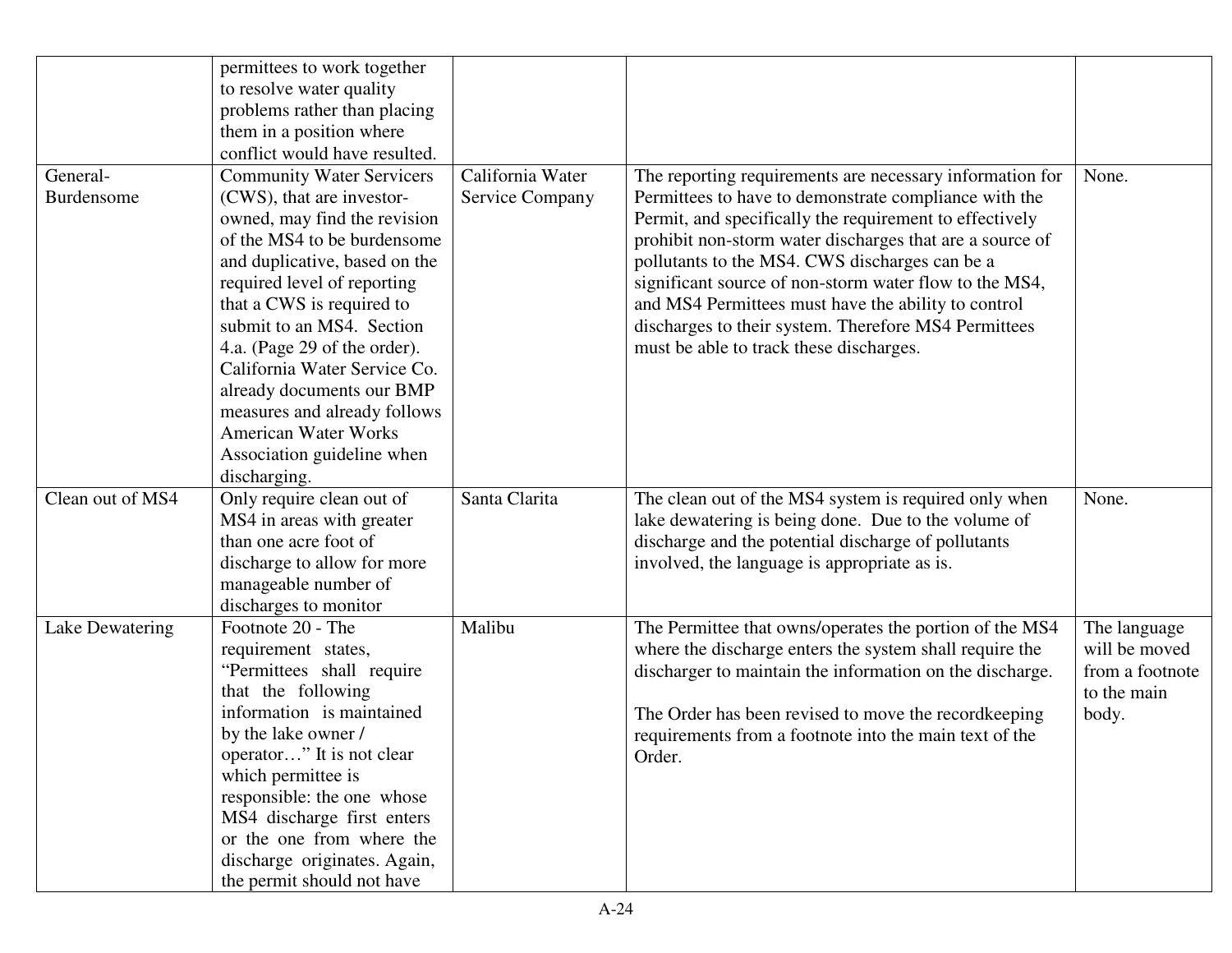| | | | | |
|---|---|---|---|---|
| | permittees to work together to resolve water quality problems rather than placing them in a position where conflict would have resulted. | | | |
| General-Burdensome | Community Water Servicers (CWS), that are investor-owned, may find the revision of the MS4 to be burdensome and duplicative, based on the required level of reporting that a CWS is required to submit to an MS4. Section 4.a. (Page 29 of the order). California Water Service Co. already documents our BMP measures and already follows American Water Works Association guideline when discharging. | California Water Service Company | The reporting requirements are necessary information for Permittees to have to demonstrate compliance with the Permit, and specifically the requirement to effectively prohibit non-storm water discharges that are a source of pollutants to the MS4. CWS discharges can be a significant source of non-storm water flow to the MS4, and MS4 Permittees must have the ability to control discharges to their system. Therefore MS4 Permittees must be able to track these discharges. | None. |
| Clean out of MS4 | Only require clean out of MS4 in areas with greater than one acre foot of discharge to allow for more manageable number of discharges to monitor | Santa Clarita | The clean out of the MS4 system is required only when lake dewatering is being done. Due to the volume of discharge and the potential discharge of pollutants involved, the language is appropriate as is. | None. |
| Lake Dewatering | Footnote 20 - The requirement states, "Permittees shall require that the following information is maintained by the lake owner / operator…" It is not clear which permittee is responsible: the one whose MS4 discharge first enters or the one from where the discharge originates. Again, the permit should not have | Malibu | The Permittee that owns/operates the portion of the MS4 where the discharge enters the system shall require the discharger to maintain the information on the discharge.<br><br>The Order has been revised to move the recordkeeping requirements from a footnote into the main text of the Order. | The language will be moved from a footnote to the main body. |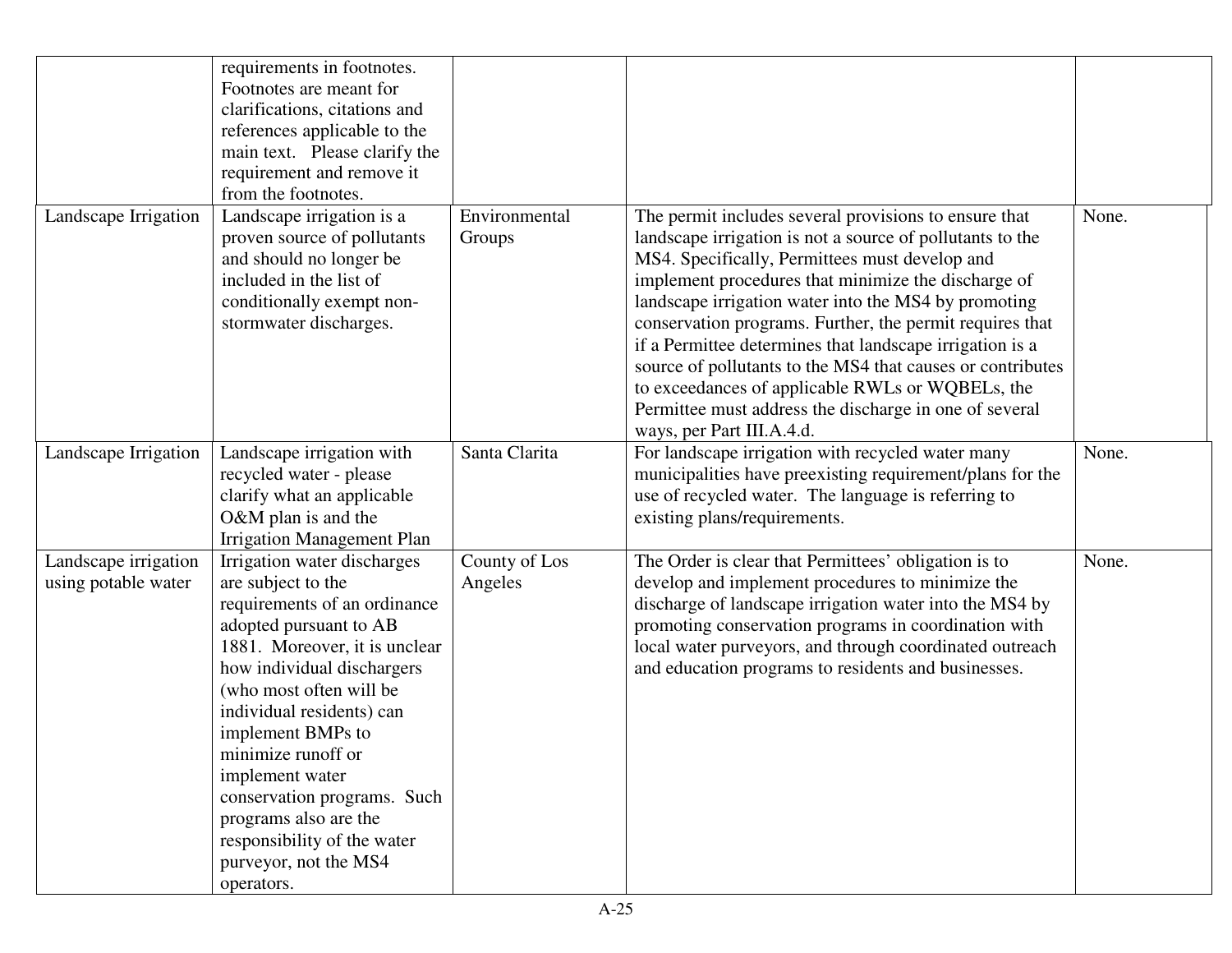| | | | | |
|---|---|---|---|---|
| | requirements in footnotes. Footnotes are meant for clarifications, citations and references applicable to the main text. Please clarify the requirement and remove it from the footnotes. | | | |
| Landscape Irrigation | Landscape irrigation is a proven source of pollutants and should no longer be included in the list of conditionally exempt non-stormwater discharges. | Environmental Groups | The permit includes several provisions to ensure that landscape irrigation is not a source of pollutants to the MS4. Specifically, Permittees must develop and implement procedures that minimize the discharge of landscape irrigation water into the MS4 by promoting conservation programs. Further, the permit requires that if a Permittee determines that landscape irrigation is a source of pollutants to the MS4 that causes or contributes to exceedances of applicable RWLs or WQBELs, the Permittee must address the discharge in one of several ways, per Part III.A.4.d. | None. |
| Landscape Irrigation | Landscape irrigation with recycled water - please clarify what an applicable O&M plan is and the Irrigation Management Plan | Santa Clarita | For landscape irrigation with recycled water many municipalities have preexisting requirement/plans for the use of recycled water. The language is referring to existing plans/requirements. | None. |
| Landscape irrigation using potable water | Irrigation water discharges are subject to the requirements of an ordinance adopted pursuant to AB 1881. Moreover, it is unclear how individual dischargers (who most often will be individual residents) can implement BMPs to minimize runoff or implement water conservation programs. Such programs also are the responsibility of the water purveyor, not the MS4 operators. | County of Los Angeles | The Order is clear that Permittees' obligation is to develop and implement procedures to minimize the discharge of landscape irrigation water into the MS4 by promoting conservation programs in coordination with local water purveyors, and through coordinated outreach and education programs to residents and businesses. | None. |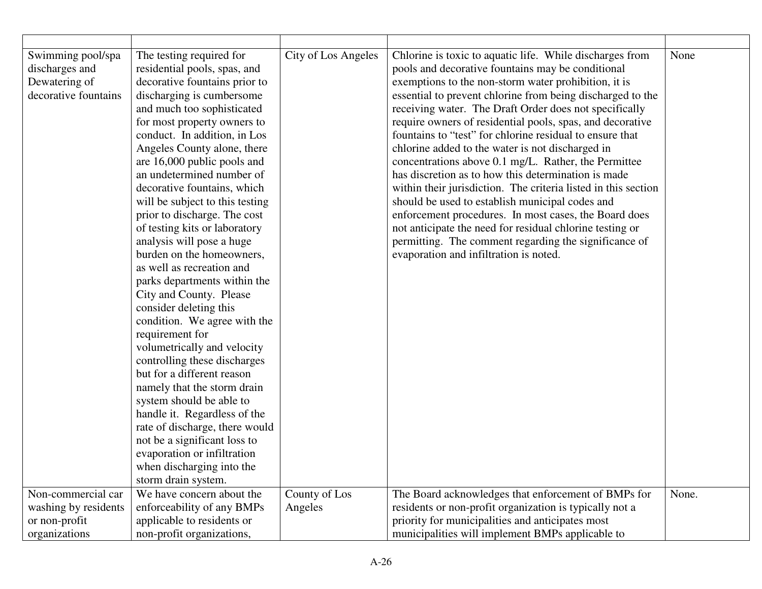| | | | | |
|---|---|---|---|---|
| Swimming pool/spa discharges and Dewatering of decorative fountains | The testing required for residential pools, spas, and decorative fountains prior to discharging is cumbersome and much too sophisticated for most property owners to conduct. In addition, in Los Angeles County alone, there are 16,000 public pools and an undetermined number of decorative fountains, which will be subject to this testing prior to discharge. The cost of testing kits or laboratory analysis will pose a huge burden on the homeowners, as well as recreation and parks departments within the City and County. Please consider deleting this condition. We agree with the requirement for volumetrically and velocity controlling these discharges but for a different reason namely that the storm drain system should be able to handle it. Regardless of the rate of discharge, there would not be a significant loss to evaporation or infiltration when discharging into the storm drain system. | City of Los Angeles | Chlorine is toxic to aquatic life. While discharges from pools and decorative fountains may be conditional exemptions to the non-storm water prohibition, it is essential to prevent chlorine from being discharged to the receiving water. The Draft Order does not specifically require owners of residential pools, spas, and decorative fountains to "test" for chlorine residual to ensure that chlorine added to the water is not discharged in concentrations above 0.1 mg/L. Rather, the Permittee has discretion as to how this determination is made within their jurisdiction. The criteria listed in this section should be used to establish municipal codes and enforcement procedures. In most cases, the Board does not anticipate the need for residual chlorine testing or permitting. The comment regarding the significance of evaporation and infiltration is noted. | None |
| Non-commercial car washing by residents or non-profit organizations | We have concern about the enforceability of any BMPs applicable to residents or non-profit organizations, | County of Los Angeles | The Board acknowledges that enforcement of BMPs for residents or non-profit organization is typically not a priority for municipalities and anticipates most municipalities will implement BMPs applicable to | None. |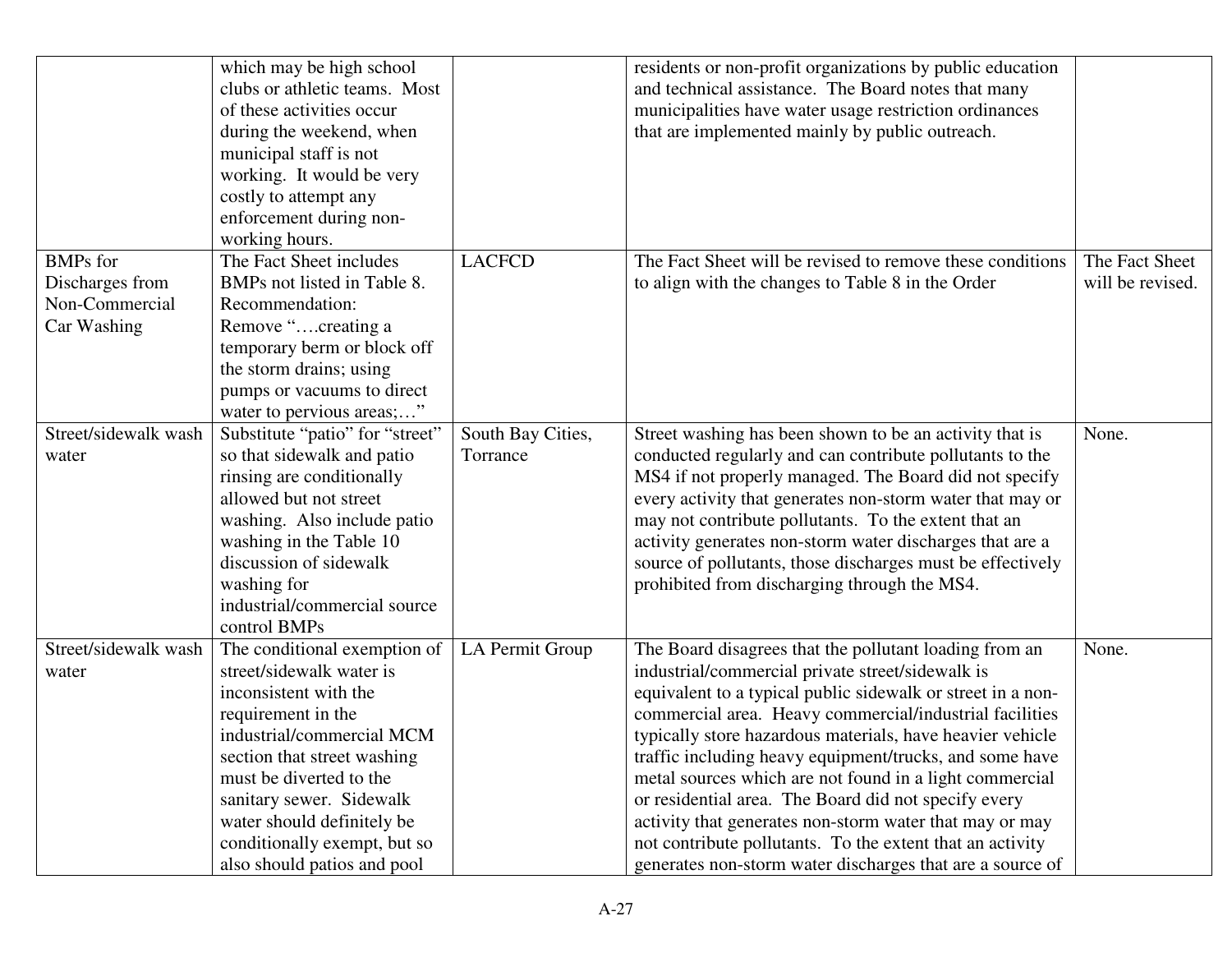| | | | | |
|---|---|---|---|---|
| | which may be high school clubs or athletic teams. Most of these activities occur during the weekend, when municipal staff is not working. It would be very costly to attempt any enforcement during non-working hours. | | residents or non-profit organizations by public education and technical assistance. The Board notes that many municipalities have water usage restriction ordinances that are implemented mainly by public outreach. | |
| BMPs for Discharges from Non-Commercial Car Washing | The Fact Sheet includes BMPs not listed in Table 8. Recommendation: Remove "….creating a temporary berm or block off the storm drains; using pumps or vacuums to direct water to pervious areas;…" | LACFCD | The Fact Sheet will be revised to remove these conditions to align with the changes to Table 8 in the Order | The Fact Sheet will be revised. |
| Street/sidewalk wash water | Substitute "patio" for "street" so that sidewalk and patio rinsing are conditionally allowed but not street washing. Also include patio washing in the Table 10 discussion of sidewalk washing for industrial/commercial source control BMPs | South Bay Cities, Torrance | Street washing has been shown to be an activity that is conducted regularly and can contribute pollutants to the MS4 if not properly managed. The Board did not specify every activity that generates non-storm water that may or may not contribute pollutants. To the extent that an activity generates non-storm water discharges that are a source of pollutants, those discharges must be effectively prohibited from discharging through the MS4. | None. |
| Street/sidewalk wash water | The conditional exemption of street/sidewalk water is inconsistent with the requirement in the industrial/commercial MCM section that street washing must be diverted to the sanitary sewer. Sidewalk water should definitely be conditionally exempt, but so also should patios and pool | LA Permit Group | The Board disagrees that the pollutant loading from an industrial/commercial private street/sidewalk is equivalent to a typical public sidewalk or street in a non-commercial area. Heavy commercial/industrial facilities typically store hazardous materials, have heavier vehicle traffic including heavy equipment/trucks, and some have metal sources which are not found in a light commercial or residential area. The Board did not specify every activity that generates non-storm water that may or may not contribute pollutants. To the extent that an activity generates non-storm water discharges that are a source of | None. |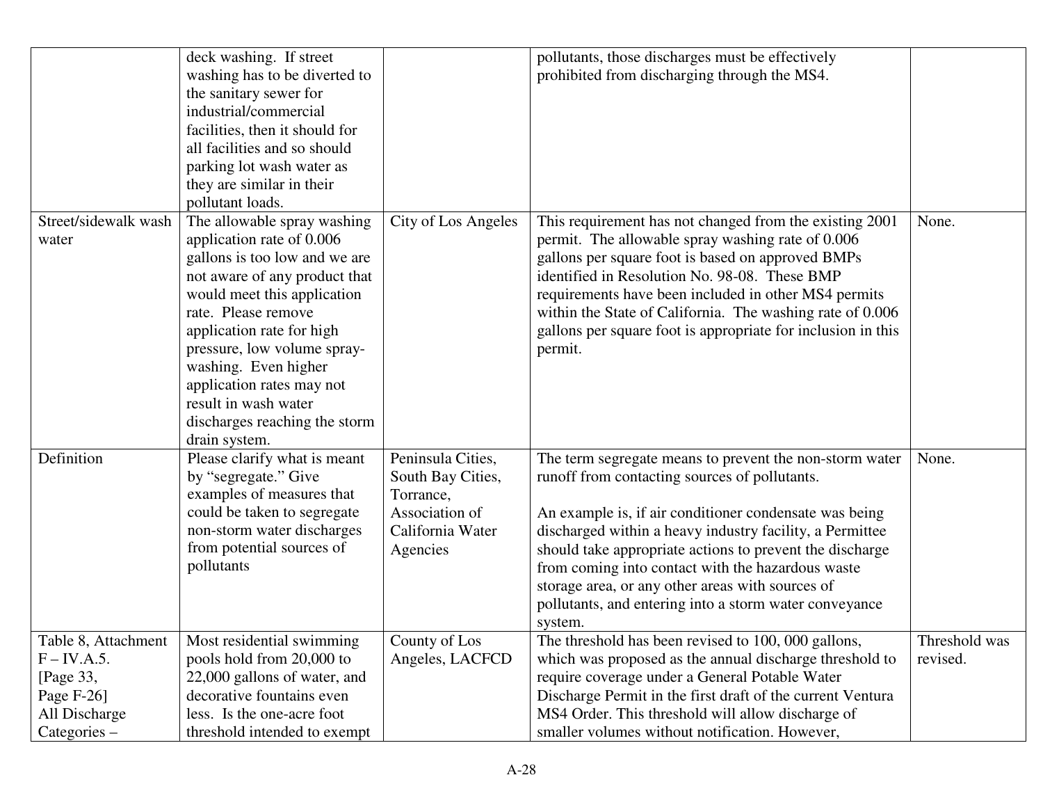| | | | | |
|---|---|---|---|---|
| | deck washing. If street washing has to be diverted to the sanitary sewer for industrial/commercial facilities, then it should for all facilities and so should parking lot wash water as they are similar in their pollutant loads. | | pollutants, those discharges must be effectively prohibited from discharging through the MS4. | |
| Street/sidewalk wash water | The allowable spray washing application rate of 0.006 gallons is too low and we are not aware of any product that would meet this application rate. Please remove application rate for high pressure, low volume spray-washing. Even higher application rates may not result in wash water discharges reaching the storm drain system. | City of Los Angeles | This requirement has not changed from the existing 2001 permit. The allowable spray washing rate of 0.006 gallons per square foot is based on approved BMPs identified in Resolution No. 98-08. These BMP requirements have been included in other MS4 permits within the State of California. The washing rate of 0.006 gallons per square foot is appropriate for inclusion in this permit. | None. |
| Definition | Please clarify what is meant by "segregate." Give examples of measures that could be taken to segregate non-storm water discharges from potential sources of pollutants | Peninsula Cities, South Bay Cities, Torrance, Association of California Water Agencies | The term segregate means to prevent the non-storm water runoff from contacting sources of pollutants.<br><br>An example is, if air conditioner condensate was being discharged within a heavy industry facility, a Permittee should take appropriate actions to prevent the discharge from coming into contact with the hazardous waste storage area, or any other areas with sources of pollutants, and entering into a storm water conveyance system. | None. |
| Table 8, Attachment F – IV.A.5. [Page 33, Page F-26] All Discharge Categories – | Most residential swimming pools hold from 20,000 to 22,000 gallons of water, and decorative fountains even less. Is the one-acre foot threshold intended to exempt | County of Los Angeles, LACFCD | The threshold has been revised to 100, 000 gallons, which was proposed as the annual discharge threshold to require coverage under a General Potable Water Discharge Permit in the first draft of the current Ventura MS4 Order. This threshold will allow discharge of smaller volumes without notification. However, | Threshold was revised. |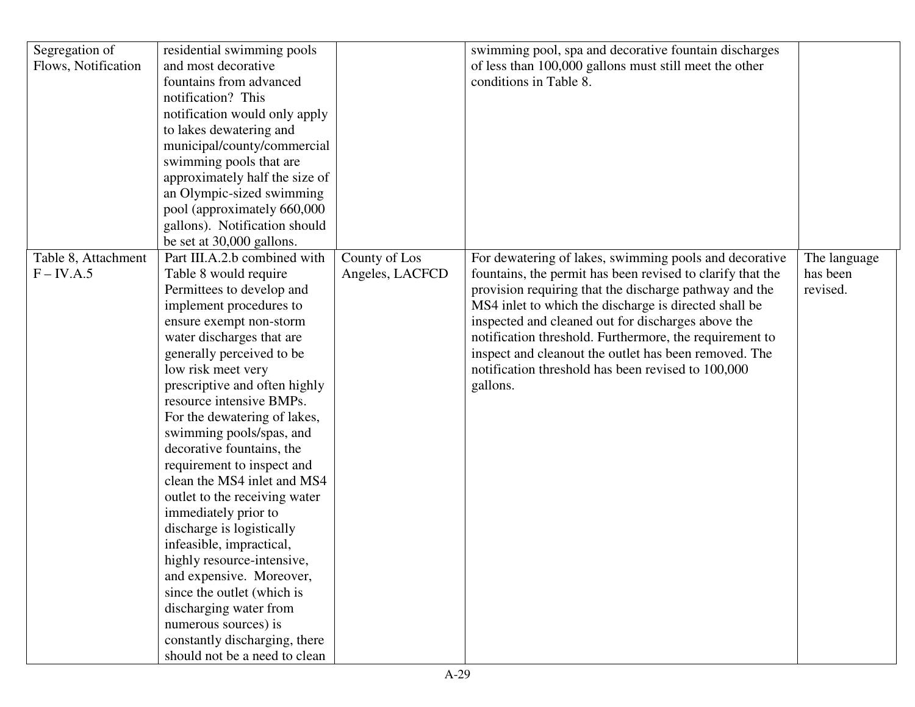| | | | | |
|---|---|---|---|---|
| Segregation of Flows, Notification | residential swimming pools and most decorative fountains from advanced notification? This notification would only apply to lakes dewatering and municipal/county/commercial swimming pools that are approximately half the size of an Olympic-sized swimming pool (approximately 660,000 gallons). Notification should be set at 30,000 gallons. | | swimming pool, spa and decorative fountain discharges of less than 100,000 gallons must still meet the other conditions in Table 8. | |
| Table 8, Attachment F – IV.A.5 | Part III.A.2.b combined with Table 8 would require Permittees to develop and implement procedures to ensure exempt non-storm water discharges that are generally perceived to be low risk meet very prescriptive and often highly resource intensive BMPs. For the dewatering of lakes, swimming pools/spas, and decorative fountains, the requirement to inspect and clean the MS4 inlet and MS4 outlet to the receiving water immediately prior to discharge is logistically infeasible, impractical, highly resource-intensive, and expensive. Moreover, since the outlet (which is discharging water from numerous sources) is constantly discharging, there should not be a need to clean | County of Los Angeles, LACFCD | For dewatering of lakes, swimming pools and decorative fountains, the permit has been revised to clarify that the provision requiring that the discharge pathway and the MS4 inlet to which the discharge is directed shall be inspected and cleaned out for discharges above the notification threshold. Furthermore, the requirement to inspect and cleanout the outlet has been removed. The notification threshold has been revised to 100,000 gallons. | The language has been revised. |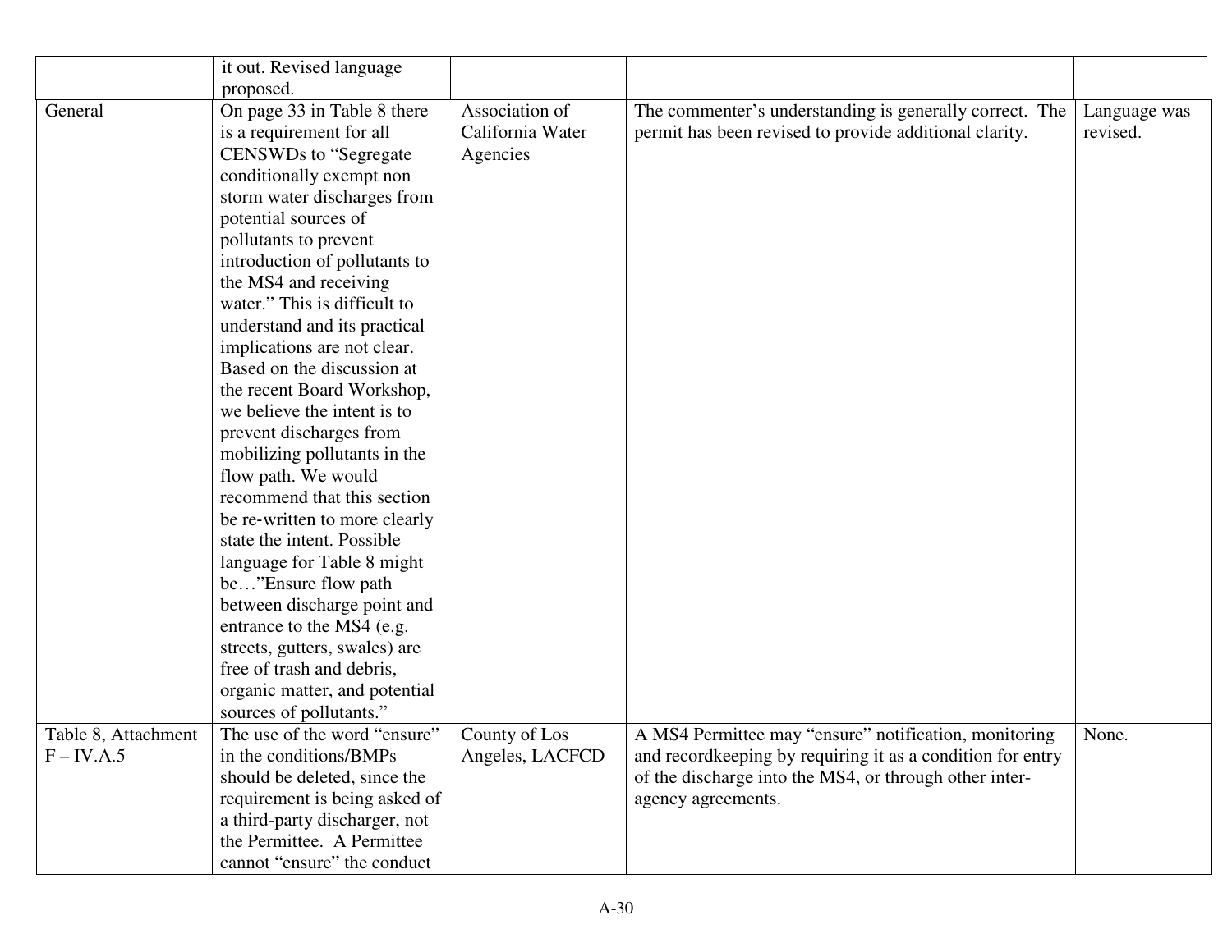|  |  |  |  |  |
|---|---|---|---|---|
|  | it out. Revised language proposed. |  |  |  |
| General | On page 33 in Table 8 there is a requirement for all CENSWDs to "Segregate conditionally exempt non storm water discharges from potential sources of pollutants to prevent introduction of pollutants to the MS4 and receiving water." This is difficult to understand and its practical implications are not clear. Based on the discussion at the recent Board Workshop, we believe the intent is to prevent discharges from mobilizing pollutants in the flow path. We would recommend that this section be re-written to more clearly state the intent. Possible language for Table 8 might be…"Ensure flow path between discharge point and entrance to the MS4 (e.g. streets, gutters, swales) are free of trash and debris, organic matter, and potential sources of pollutants." | Association of California Water Agencies | The commenter's understanding is generally correct. The permit has been revised to provide additional clarity. | Language was revised. |
| Table 8, Attachment F – IV.A.5 | The use of the word "ensure" in the conditions/BMPs should be deleted, since the requirement is being asked of a third-party discharger, not the Permittee. A Permittee cannot "ensure" the conduct | County of Los Angeles, LACFCD | A MS4 Permittee may "ensure" notification, monitoring and recordkeeping by requiring it as a condition for entry of the discharge into the MS4, or through other inter-agency agreements. | None. |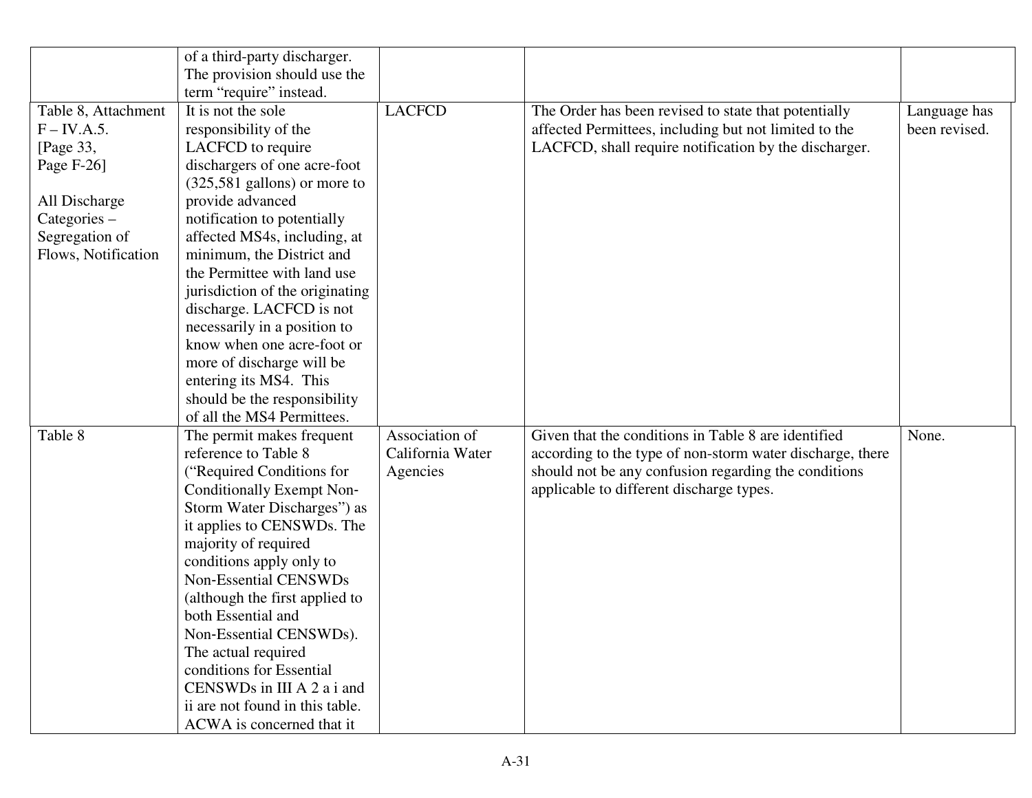| | | | | |
|---|---|---|---|---|
| | of a third-party discharger. The provision should use the term "require" instead. | | | |
| Table 8, Attachment F – IV.A.5. [Page 33, Page F-26]<br><br>All Discharge Categories – Segregation of Flows, Notification | It is not the sole responsibility of the LACFCD to require dischargers of one acre-foot (325,581 gallons) or more to provide advanced notification to potentially affected MS4s, including, at minimum, the District and the Permittee with land use jurisdiction of the originating discharge. LACFCD is not necessarily in a position to know when one acre-foot or more of discharge will be entering its MS4. This should be the responsibility of all the MS4 Permittees. | LACFCD | The Order has been revised to state that potentially affected Permittees, including but not limited to the LACFCD, shall require notification by the discharger. | Language has been revised. |
| Table 8 | The permit makes frequent reference to Table 8 ("Required Conditions for Conditionally Exempt Non-Storm Water Discharges") as it applies to CENSWDs. The majority of required conditions apply only to Non-Essential CENSWDs (although the first applied to both Essential and Non-Essential CENSWDs). The actual required conditions for Essential CENSWDs in III A 2 a i and ii are not found in this table. ACWA is concerned that it | Association of California Water Agencies | Given that the conditions in Table 8 are identified according to the type of non-storm water discharge, there should not be any confusion regarding the conditions applicable to different discharge types. | None. |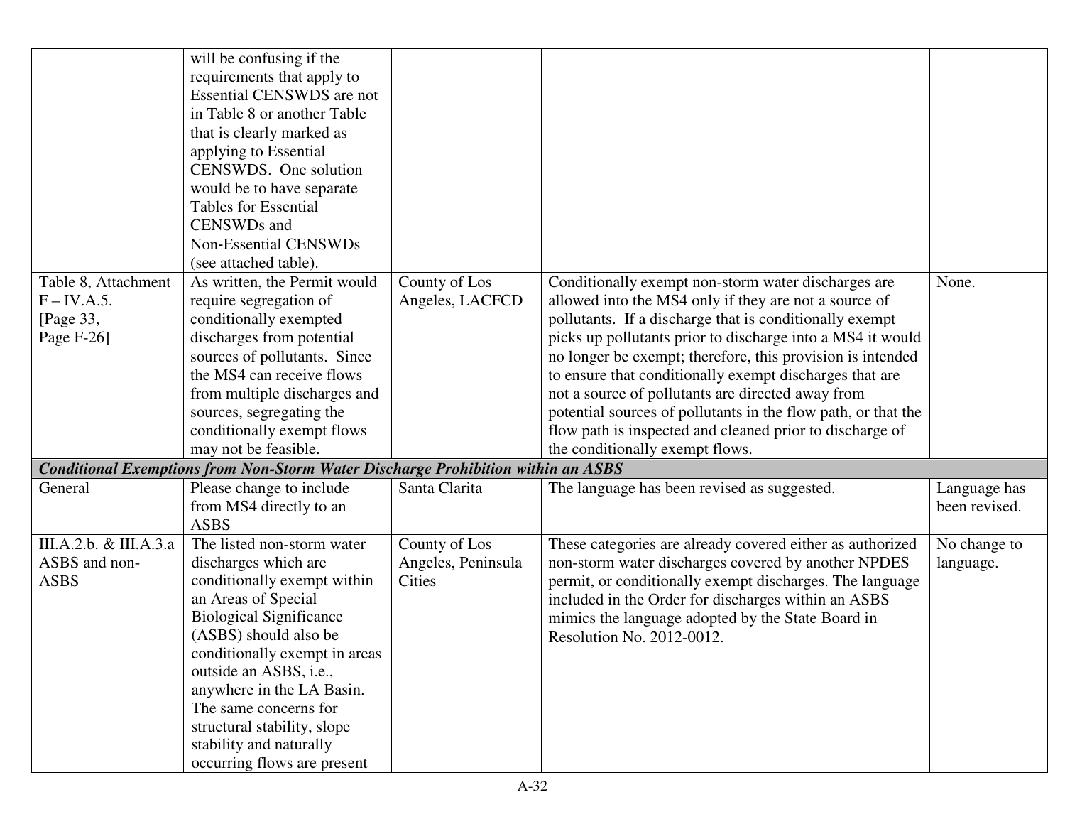| | | | | |
|---|---|---|---|---|
| | will be confusing if the requirements that apply to Essential CENSWDS are not in Table 8 or another Table that is clearly marked as applying to Essential CENSWDS. One solution would be to have separate Tables for Essential CENSWDs and Non-Essential CENSWDs (see attached table). | | | |
| Table 8, Attachment F – IV.A.5. [Page 33, Page F-26] | As written, the Permit would require segregation of conditionally exempted discharges from potential sources of pollutants. Since the MS4 can receive flows from multiple discharges and sources, segregating the conditionally exempt flows may not be feasible. | County of Los Angeles, LACFCD | Conditionally exempt non-storm water discharges are allowed into the MS4 only if they are not a source of pollutants. If a discharge that is conditionally exempt picks up pollutants prior to discharge into a MS4 it would no longer be exempt; therefore, this provision is intended to ensure that conditionally exempt discharges that are not a source of pollutants are directed away from potential sources of pollutants in the flow path, or that the flow path is inspected and cleaned prior to discharge of the conditionally exempt flows. | None. |
| ***Conditional Exemptions from Non-Storm Water Discharge Prohibition within an ASBS*** | | | | |
| General | Please change to include from MS4 directly to an ASBS | Santa Clarita | The language has been revised as suggested. | Language has been revised. |
| III.A.2.b. & III.A.3.a ASBS and non-ASBS | The listed non-storm water discharges which are conditionally exempt within an Areas of Special Biological Significance (ASBS) should also be conditionally exempt in areas outside an ASBS, i.e., anywhere in the LA Basin. The same concerns for structural stability, slope stability and naturally occurring flows are present | County of Los Angeles, Peninsula Cities | These categories are already covered either as authorized non-storm water discharges covered by another NPDES permit, or conditionally exempt discharges. The language included in the Order for discharges within an ASBS mimics the language adopted by the State Board in Resolution No. 2012-0012. | No change to language. |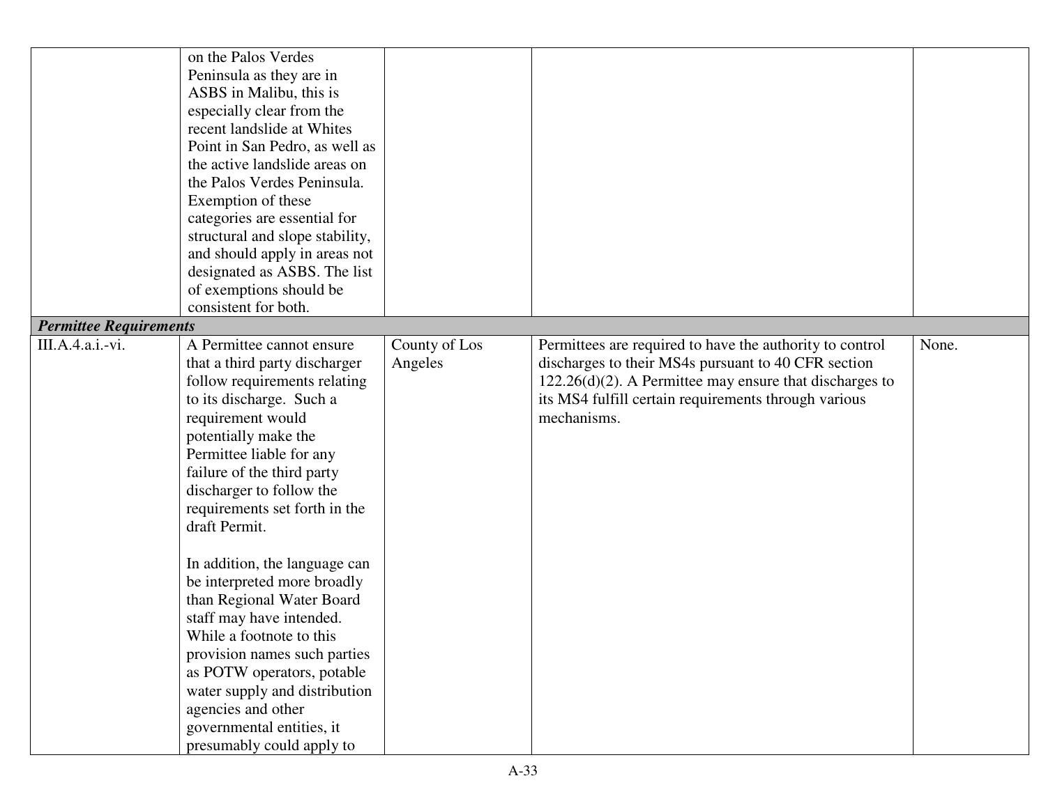| | | | | |
|---|---|---|---|---|
| | on the Palos Verdes Peninsula as they are in ASBS in Malibu, this is especially clear from the recent landslide at Whites Point in San Pedro, as well as the active landslide areas on the Palos Verdes Peninsula. Exemption of these categories are essential for structural and slope stability, and should apply in areas not designated as ASBS. The list of exemptions should be consistent for both. | | | |
| ***Permittee Requirements*** | | | | |
| III.A.4.a.i.-vi. | A Permittee cannot ensure that a third party discharger follow requirements relating to its discharge. Such a requirement would potentially make the Permittee liable for any failure of the third party discharger to follow the requirements set forth in the draft Permit.<br><br>In addition, the language can be interpreted more broadly than Regional Water Board staff may have intended. While a footnote to this provision names such parties as POTW operators, potable water supply and distribution agencies and other governmental entities, it presumably could apply to | County of Los Angeles | Permittees are required to have the authority to control discharges to their MS4s pursuant to 40 CFR section 122.26(d)(2). A Permittee may ensure that discharges to its MS4 fulfill certain requirements through various mechanisms. | None. |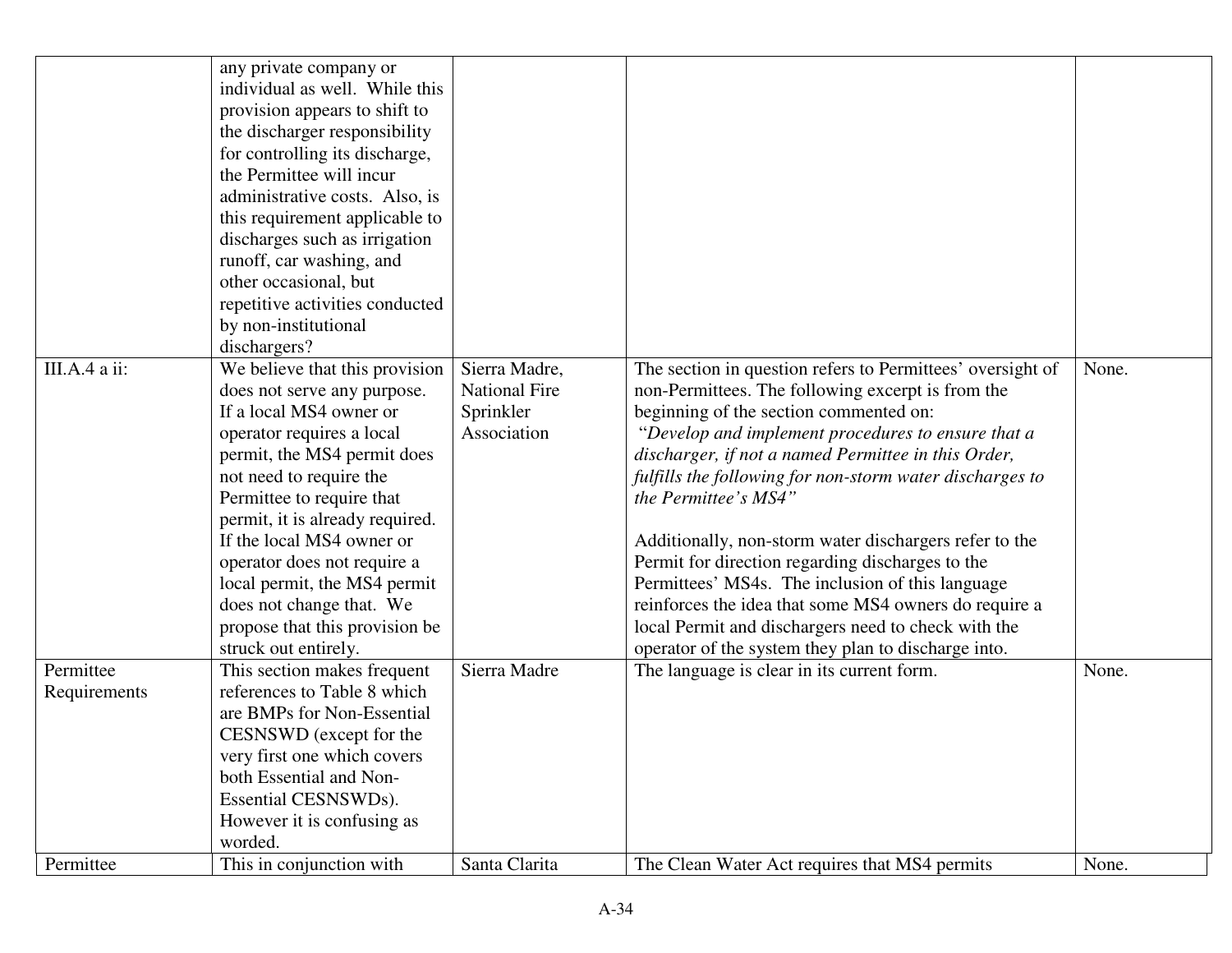| | | | | |
|---|---|---|---|---|
| | any private company or individual as well. While this provision appears to shift to the discharger responsibility for controlling its discharge, the Permittee will incur administrative costs. Also, is this requirement applicable to discharges such as irrigation runoff, car washing, and other occasional, but repetitive activities conducted by non-institutional dischargers? | | | |
| III.A.4 a ii: | We believe that this provision does not serve any purpose. If a local MS4 owner or operator requires a local permit, the MS4 permit does not need to require the Permittee to require that permit, it is already required. If the local MS4 owner or operator does not require a local permit, the MS4 permit does not change that. We propose that this provision be struck out entirely. | Sierra Madre, National Fire Sprinkler Association | The section in question refers to Permittees' oversight of non-Permittees. The following excerpt is from the beginning of the section commented on: "*Develop and implement procedures to ensure that a discharger, if not a named Permittee in this Order, fulfills the following for non-storm water discharges to the Permittee's MS4*" <br><br> Additionally, non-storm water dischargers refer to the Permit for direction regarding discharges to the Permittees' MS4s. The inclusion of this language reinforces the idea that some MS4 owners do require a local Permit and dischargers need to check with the operator of the system they plan to discharge into. | None. |
| Permittee Requirements | This section makes frequent references to Table 8 which are BMPs for Non-Essential CESNSWD (except for the very first one which covers both Essential and Non-Essential CESNSWDs). However it is confusing as worded. | Sierra Madre | The language is clear in its current form. | None. |
| Permittee | This in conjunction with | Santa Clarita | The Clean Water Act requires that MS4 permits | None. |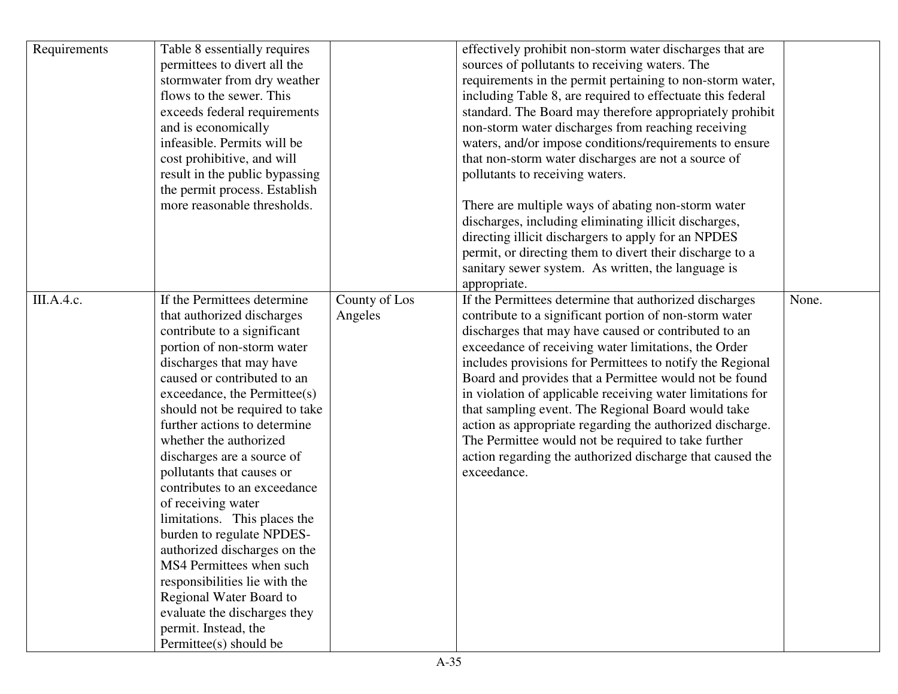| | | | | |
|---|---|---|---|---|
| Requirements | Table 8 essentially requires permittees to divert all the stormwater from dry weather flows to the sewer. This exceeds federal requirements and is economically infeasible. Permits will be cost prohibitive, and will result in the public bypassing the permit process. Establish more reasonable thresholds. | | effectively prohibit non-storm water discharges that are sources of pollutants to receiving waters. The requirements in the permit pertaining to non-storm water, including Table 8, are required to effectuate this federal standard. The Board may therefore appropriately prohibit non-storm water discharges from reaching receiving waters, and/or impose conditions/requirements to ensure that non-storm water discharges are not a source of pollutants to receiving waters.<br><br>There are multiple ways of abating non-storm water discharges, including eliminating illicit discharges, directing illicit dischargers to apply for an NPDES permit, or directing them to divert their discharge to a sanitary sewer system. As written, the language is appropriate. | |
| III.A.4.c. | If the Permittees determine that authorized discharges contribute to a significant portion of non-storm water discharges that may have caused or contributed to an exceedance, the Permittee(s) should not be required to take further actions to determine whether the authorized discharges are a source of pollutants that causes or contributes to an exceedance of receiving water limitations. This places the burden to regulate NPDES-authorized discharges on the MS4 Permittees when such responsibilities lie with the Regional Water Board to evaluate the discharges they permit. Instead, the Permittee(s) should be | County of Los Angeles | If the Permittees determine that authorized discharges contribute to a significant portion of non-storm water discharges that may have caused or contributed to an exceedance of receiving water limitations, the Order includes provisions for Permittees to notify the Regional Board and provides that a Permittee would not be found in violation of applicable receiving water limitations for that sampling event. The Regional Board would take action as appropriate regarding the authorized discharge. The Permittee would not be required to take further action regarding the authorized discharge that caused the exceedance. | None. |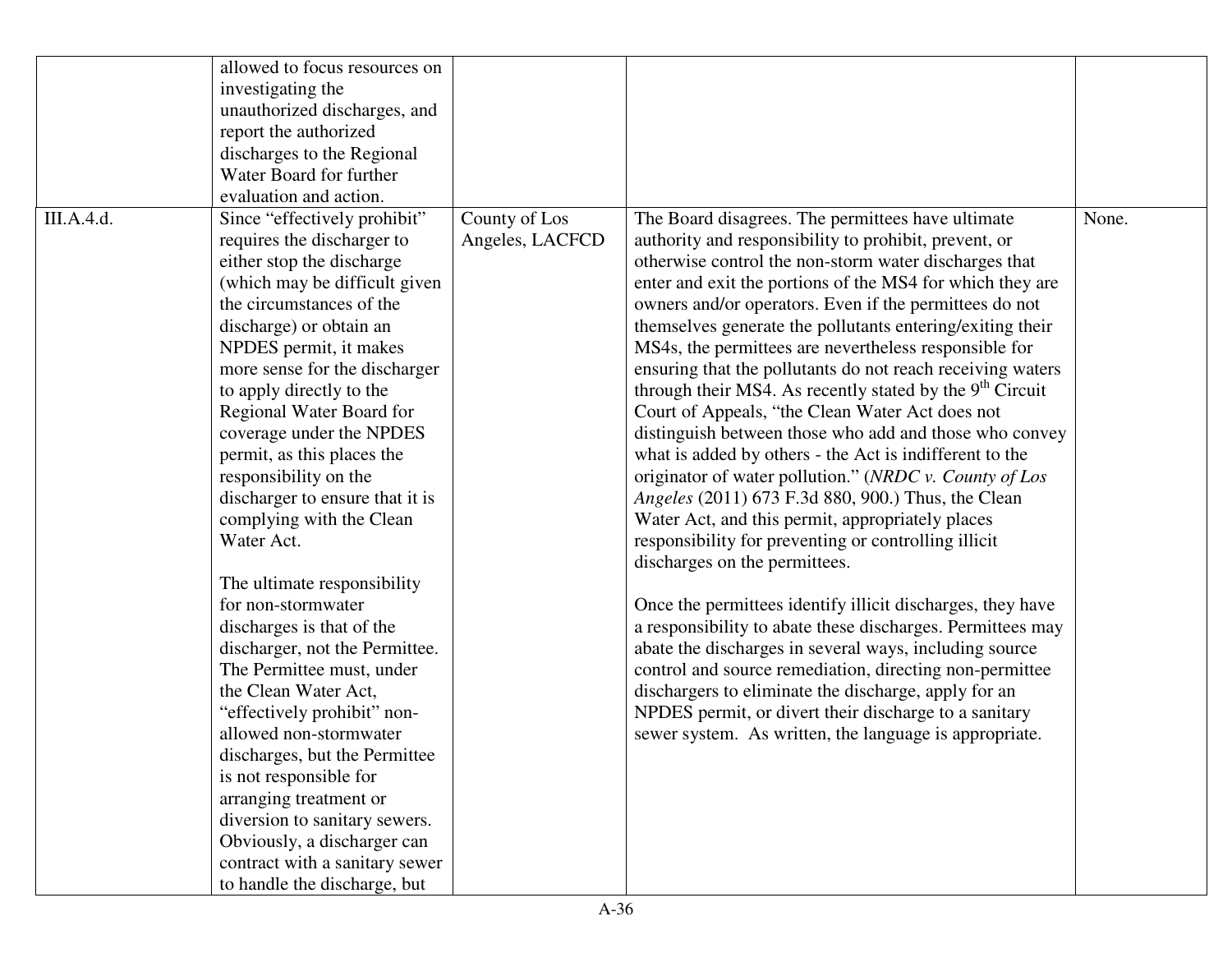| | | | | |
|---|---|---|---|---|
| | allowed to focus resources on investigating the unauthorized discharges, and report the authorized discharges to the Regional Water Board for further evaluation and action. | | | |
| III.A.4.d. | Since "effectively prohibit" requires the discharger to either stop the discharge (which may be difficult given the circumstances of the discharge) or obtain an NPDES permit, it makes more sense for the discharger to apply directly to the Regional Water Board for coverage under the NPDES permit, as this places the responsibility on the discharger to ensure that it is complying with the Clean Water Act.<br><br>The ultimate responsibility for non-stormwater discharges is that of the discharger, not the Permittee. The Permittee must, under the Clean Water Act, "effectively prohibit" non-allowed non-stormwater discharges, but the Permittee is not responsible for arranging treatment or diversion to sanitary sewers. Obviously, a discharger can contract with a sanitary sewer to handle the discharge, but | County of Los Angeles, LACFCD | The Board disagrees. The permittees have ultimate authority and responsibility to prohibit, prevent, or otherwise control the non-storm water discharges that enter and exit the portions of the MS4 for which they are owners and/or operators. Even if the permittees do not themselves generate the pollutants entering/exiting their MS4s, the permittees are nevertheless responsible for ensuring that the pollutants do not reach receiving waters through their MS4. As recently stated by the 9th Circuit Court of Appeals, "the Clean Water Act does not distinguish between those who add and those who convey what is added by others - the Act is indifferent to the originator of water pollution." (*NRDC v. County of Los Angeles* (2011) 673 F.3d 880, 900.) Thus, the Clean Water Act, and this permit, appropriately places responsibility for preventing or controlling illicit discharges on the permittees.<br><br>Once the permittees identify illicit discharges, they have a responsibility to abate these discharges. Permittees may abate the discharges in several ways, including source control and source remediation, directing non-permittee dischargers to eliminate the discharge, apply for an NPDES permit, or divert their discharge to a sanitary sewer system. As written, the language is appropriate. | None. |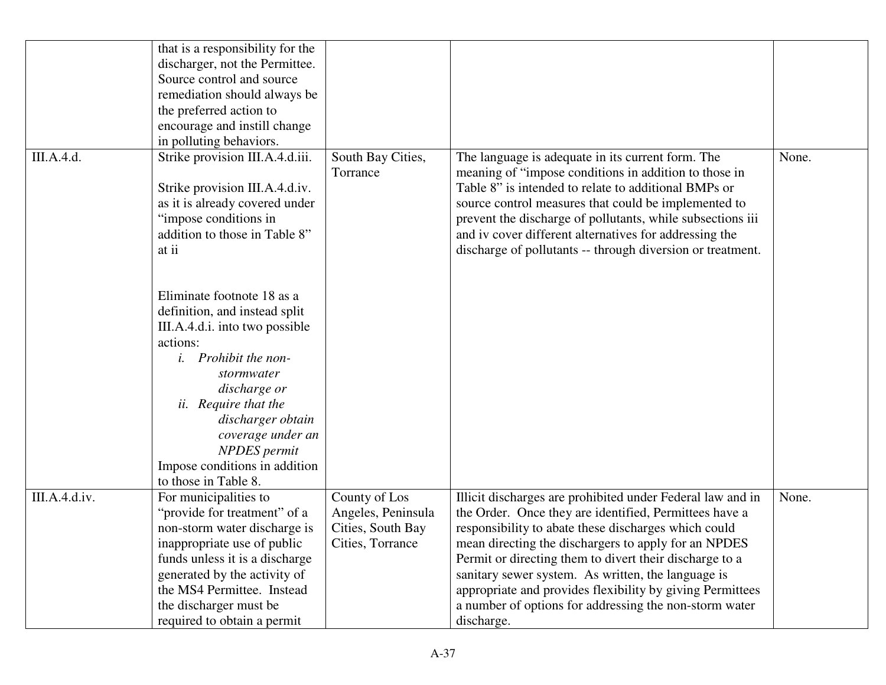| | | | | |
|---|---|---|---|---|
| | that is a responsibility for the discharger, not the Permittee. Source control and source remediation should always be the preferred action to encourage and instill change in polluting behaviors. | | | |
| III.A.4.d. | Strike provision III.A.4.d.iii.<br><br>Strike provision III.A.4.d.iv. as it is already covered under "impose conditions in addition to those in Table 8" at ii<br><br>Eliminate footnote 18 as a definition, and instead split III.A.4.d.i. into two possible actions:<br>*i. Prohibit the non-stormwater discharge or*<br>*ii. Require that the discharger obtain coverage under an NPDES permit*<br>Impose conditions in addition to those in Table 8. | South Bay Cities, Torrance | The language is adequate in its current form. The meaning of "impose conditions in addition to those in Table 8" is intended to relate to additional BMPs or source control measures that could be implemented to prevent the discharge of pollutants, while subsections iii and iv cover different alternatives for addressing the discharge of pollutants -- through diversion or treatment. | None. |
| III.A.4.d.iv. | For municipalities to "provide for treatment" of a non-storm water discharge is inappropriate use of public funds unless it is a discharge generated by the activity of the MS4 Permittee. Instead the discharger must be required to obtain a permit | County of Los Angeles, Peninsula Cities, South Bay Cities, Torrance | Illicit discharges are prohibited under Federal law and in the Order. Once they are identified, Permittees have a responsibility to abate these discharges which could mean directing the dischargers to apply for an NPDES Permit or directing them to divert their discharge to a sanitary sewer system. As written, the language is appropriate and provides flexibility by giving Permittees a number of options for addressing the non-storm water discharge. | None. |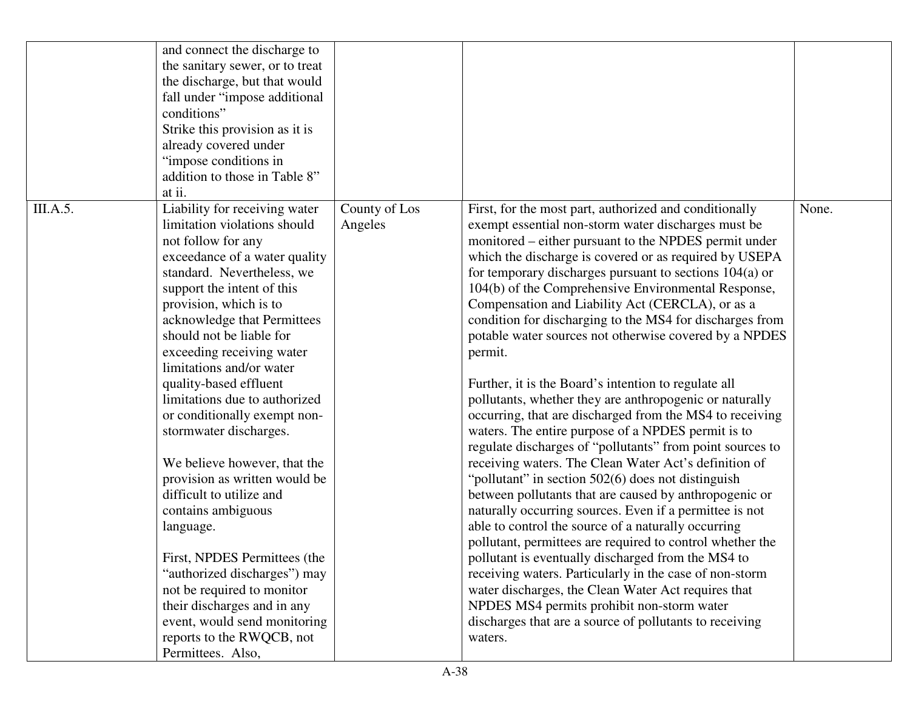| | | | | |
|---|---|---|---|---|
| | and connect the discharge to the sanitary sewer, or to treat the discharge, but that would fall under "impose additional conditions"<br>Strike this provision as it is already covered under "impose conditions in addition to those in Table 8" at ii. | | | |
| III.A.5. | Liability for receiving water limitation violations should not follow for any exceedance of a water quality standard. Nevertheless, we support the intent of this provision, which is to acknowledge that Permittees should not be liable for exceeding receiving water limitations and/or water quality-based effluent limitations due to authorized or conditionally exempt non-stormwater discharges.<br><br>We believe however, that the provision as written would be difficult to utilize and contains ambiguous language.<br><br>First, NPDES Permittees (the "authorized discharges") may not be required to monitor their discharges and in any event, would send monitoring reports to the RWQCB, not Permittees. Also, | County of Los Angeles | First, for the most part, authorized and conditionally exempt essential non-storm water discharges must be monitored – either pursuant to the NPDES permit under which the discharge is covered or as required by USEPA for temporary discharges pursuant to sections 104(a) or 104(b) of the Comprehensive Environmental Response, Compensation and Liability Act (CERCLA), or as a condition for discharging to the MS4 for discharges from potable water sources not otherwise covered by a NPDES permit.<br><br>Further, it is the Board's intention to regulate all pollutants, whether they are anthropogenic or naturally occurring, that are discharged from the MS4 to receiving waters. The entire purpose of a NPDES permit is to regulate discharges of "pollutants" from point sources to receiving waters. The Clean Water Act's definition of "pollutant" in section 502(6) does not distinguish between pollutants that are caused by anthropogenic or naturally occurring sources. Even if a permittee is not able to control the source of a naturally occurring pollutant, permittees are required to control whether the pollutant is eventually discharged from the MS4 to receiving waters. Particularly in the case of non-storm water discharges, the Clean Water Act requires that NPDES MS4 permits prohibit non-storm water discharges that are a source of pollutants to receiving waters. | None. |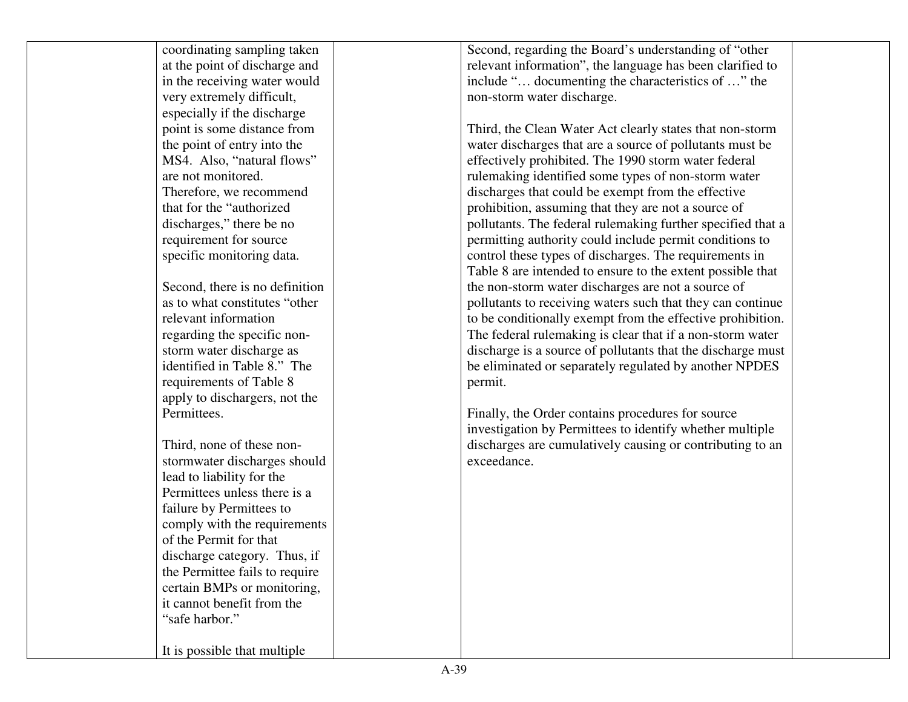| | | | | |
|---|---|---|---|---|
| | coordinating sampling taken at the point of discharge and in the receiving water would very extremely difficult, especially if the discharge point is some distance from the point of entry into the MS4. Also, "natural flows" are not monitored. Therefore, we recommend that for the "authorized discharges," there be no requirement for source specific monitoring data.<br><br>Second, there is no definition as to what constitutes "other relevant information regarding the specific non-storm water discharge as identified in Table 8." The requirements of Table 8 apply to dischargers, not the Permittees.<br><br>Third, none of these non-stormwater discharges should lead to liability for the Permittees unless there is a failure by Permittees to comply with the requirements of the Permit for that discharge category. Thus, if the Permittee fails to require certain BMPs or monitoring, it cannot benefit from the "safe harbor."<br><br>It is possible that multiple | | Second, regarding the Board's understanding of "other relevant information", the language has been clarified to include "… documenting the characteristics of …" the non-storm water discharge.<br><br>Third, the Clean Water Act clearly states that non-storm water discharges that are a source of pollutants must be effectively prohibited. The 1990 storm water federal rulemaking identified some types of non-storm water discharges that could be exempt from the effective prohibition, assuming that they are not a source of pollutants. The federal rulemaking further specified that a permitting authority could include permit conditions to control these types of discharges. The requirements in Table 8 are intended to ensure to the extent possible that the non-storm water discharges are not a source of pollutants to receiving waters such that they can continue to be conditionally exempt from the effective prohibition. The federal rulemaking is clear that if a non-storm water discharge is a source of pollutants that the discharge must be eliminated or separately regulated by another NPDES permit.<br><br>Finally, the Order contains procedures for source investigation by Permittees to identify whether multiple discharges are cumulatively causing or contributing to an exceedance. | |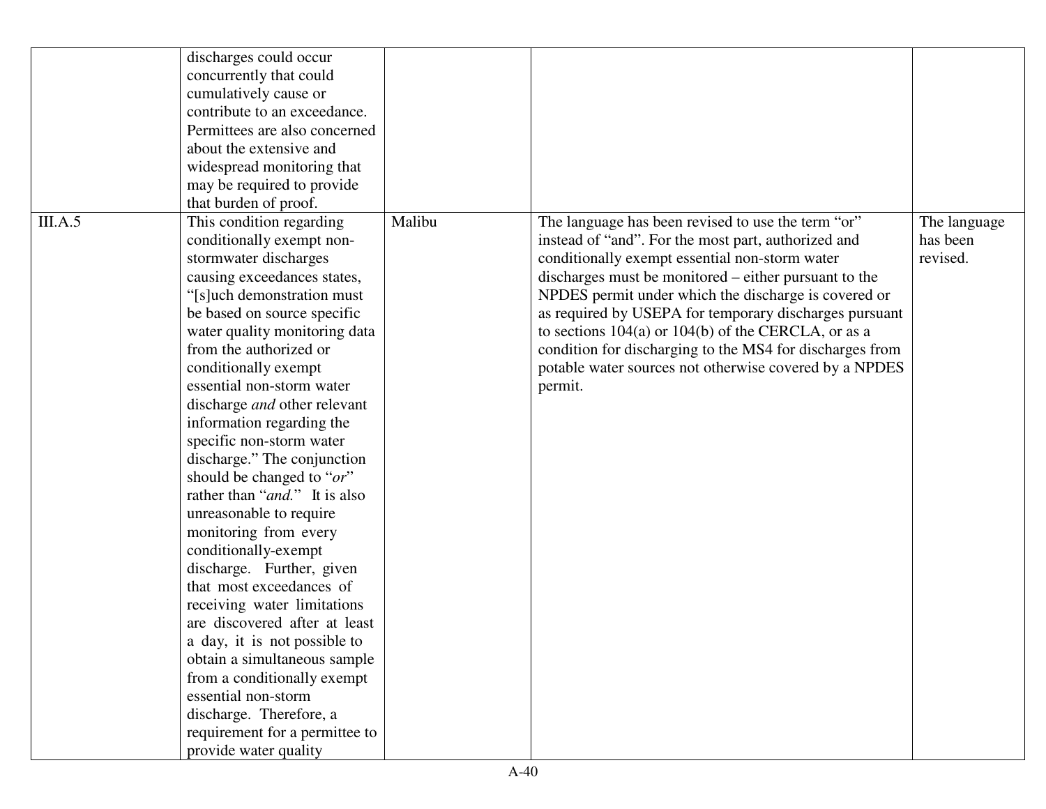| | | | | |
|---|---|---|---|---|
| | discharges could occur concurrently that could cumulatively cause or contribute to an exceedance. Permittees are also concerned about the extensive and widespread monitoring that may be required to provide that burden of proof. | | | |
| III.A.5 | This condition regarding conditionally exempt non-stormwater discharges causing exceedances states, "[s]uch demonstration must be based on source specific water quality monitoring data from the authorized or conditionally exempt essential non-storm water discharge *and* other relevant information regarding the specific non-storm water discharge." The conjunction should be changed to "*or*" rather than "*and.*" It is also unreasonable to require monitoring from every conditionally-exempt discharge. Further, given that most exceedances of receiving water limitations are discovered after at least a day, it is not possible to obtain a simultaneous sample from a conditionally exempt essential non-storm discharge. Therefore, a requirement for a permittee to provide water quality | Malibu | The language has been revised to use the term "or" instead of "and". For the most part, authorized and conditionally exempt essential non-storm water discharges must be monitored – either pursuant to the NPDES permit under which the discharge is covered or as required by USEPA for temporary discharges pursuant to sections 104(a) or 104(b) of the CERCLA, or as a condition for discharging to the MS4 for discharges from potable water sources not otherwise covered by a NPDES permit. | The language has been revised. |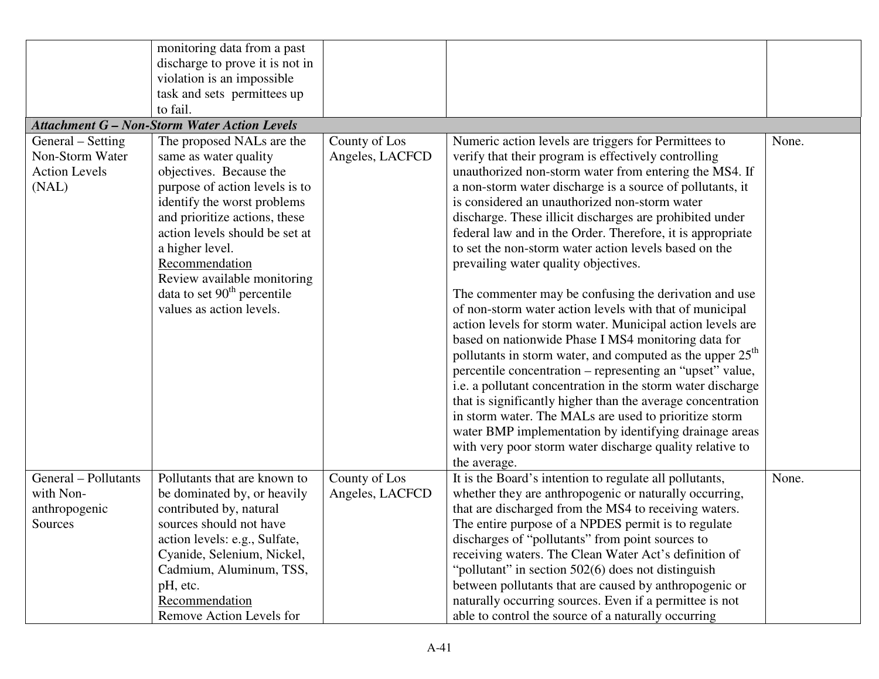| | | | | |
|---|---|---|---|---|
| | monitoring data from a past discharge to prove it is not in violation is an impossible task and sets permittees up to fail. | | | |
| ***Attachment G – Non-Storm Water Action Levels*** | | | | |
| General – Setting Non-Storm Water Action Levels (NAL) | The proposed NALs are the same as water quality objectives. Because the purpose of action levels is to identify the worst problems and prioritize actions, these action levels should be set at a higher level.<br><u>Recommendation</u><br>Review available monitoring data to set 90th percentile values as action levels. | County of Los Angeles, LACFCD | Numeric action levels are triggers for Permittees to verify that their program is effectively controlling unauthorized non-storm water from entering the MS4. If a non-storm water discharge is a source of pollutants, it is considered an unauthorized non-storm water discharge. These illicit discharges are prohibited under federal law and in the Order. Therefore, it is appropriate to set the non-storm water action levels based on the prevailing water quality objectives.<br><br>The commenter may be confusing the derivation and use of non-storm water action levels with that of municipal action levels for storm water. Municipal action levels are based on nationwide Phase I MS4 monitoring data for pollutants in storm water, and computed as the upper 25th percentile concentration – representing an "upset" value, i.e. a pollutant concentration in the storm water discharge that is significantly higher than the average concentration in storm water. The MALs are used to prioritize storm water BMP implementation by identifying drainage areas with very poor storm water discharge quality relative to the average. | None. |
| General – Pollutants with Non-anthropogenic Sources | Pollutants that are known to be dominated by, or heavily contributed by, natural sources should not have action levels: e.g., Sulfate, Cyanide, Selenium, Nickel, Cadmium, Aluminum, TSS, pH, etc.<br><u>Recommendation</u><br>Remove Action Levels for | County of Los Angeles, LACFCD | It is the Board's intention to regulate all pollutants, whether they are anthropogenic or naturally occurring, that are discharged from the MS4 to receiving waters. The entire purpose of a NPDES permit is to regulate discharges of "pollutants" from point sources to receiving waters. The Clean Water Act's definition of "pollutant" in section 502(6) does not distinguish between pollutants that are caused by anthropogenic or naturally occurring sources. Even if a permittee is not able to control the source of a naturally occurring | None. |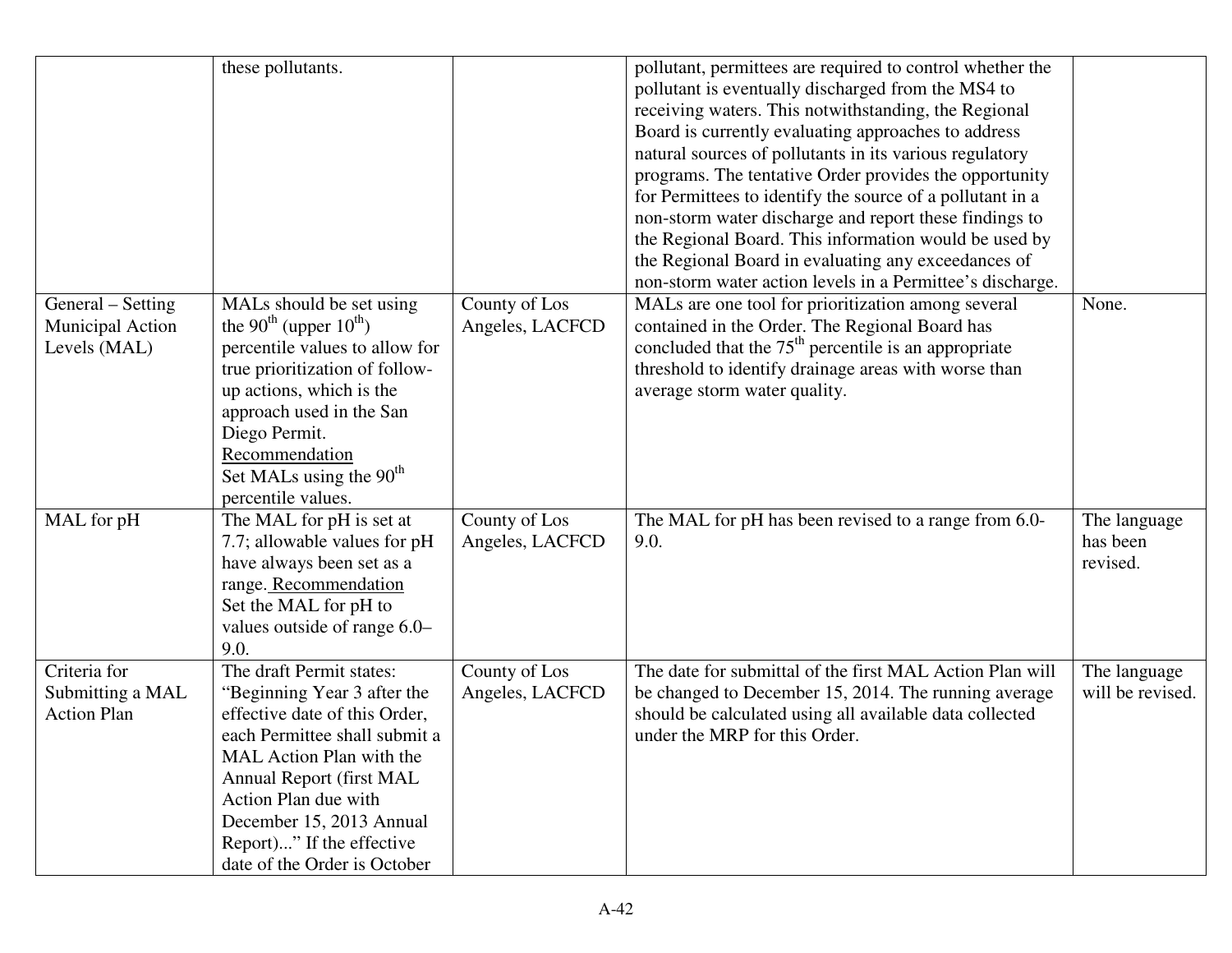| | | | | |
|---|---|---|---|---|
| | these pollutants. | | pollutant, permittees are required to control whether the pollutant is eventually discharged from the MS4 to receiving waters. This notwithstanding, the Regional Board is currently evaluating approaches to address natural sources of pollutants in its various regulatory programs. The tentative Order provides the opportunity for Permittees to identify the source of a pollutant in a non-storm water discharge and report these findings to the Regional Board. This information would be used by the Regional Board in evaluating any exceedances of non-storm water action levels in a Permittee's discharge. | |
| General – Setting Municipal Action Levels (MAL) | MALs should be set using the 90th (upper 10th) percentile values to allow for true prioritization of follow-up actions, which is the approach used in the San Diego Permit. <u>Recommendation</u> Set MALs using the 90th percentile values. | County of Los Angeles, LACFCD | MALs are one tool for prioritization among several contained in the Order. The Regional Board has concluded that the 75th percentile is an appropriate threshold to identify drainage areas with worse than average storm water quality. | None. |
| MAL for pH | The MAL for pH is set at 7.7; allowable values for pH have always been set as a range. <u>Recommendation</u> Set the MAL for pH to values outside of range 6.0–9.0. | County of Los Angeles, LACFCD | The MAL for pH has been revised to a range from 6.0-9.0. | The language has been revised. |
| Criteria for Submitting a MAL Action Plan | The draft Permit states: "Beginning Year 3 after the effective date of this Order, each Permittee shall submit a MAL Action Plan with the Annual Report (first MAL Action Plan due with December 15, 2013 Annual Report)..." If the effective date of the Order is October | County of Los Angeles, LACFCD | The date for submittal of the first MAL Action Plan will be changed to December 15, 2014. The running average should be calculated using all available data collected under the MRP for this Order. | The language will be revised. |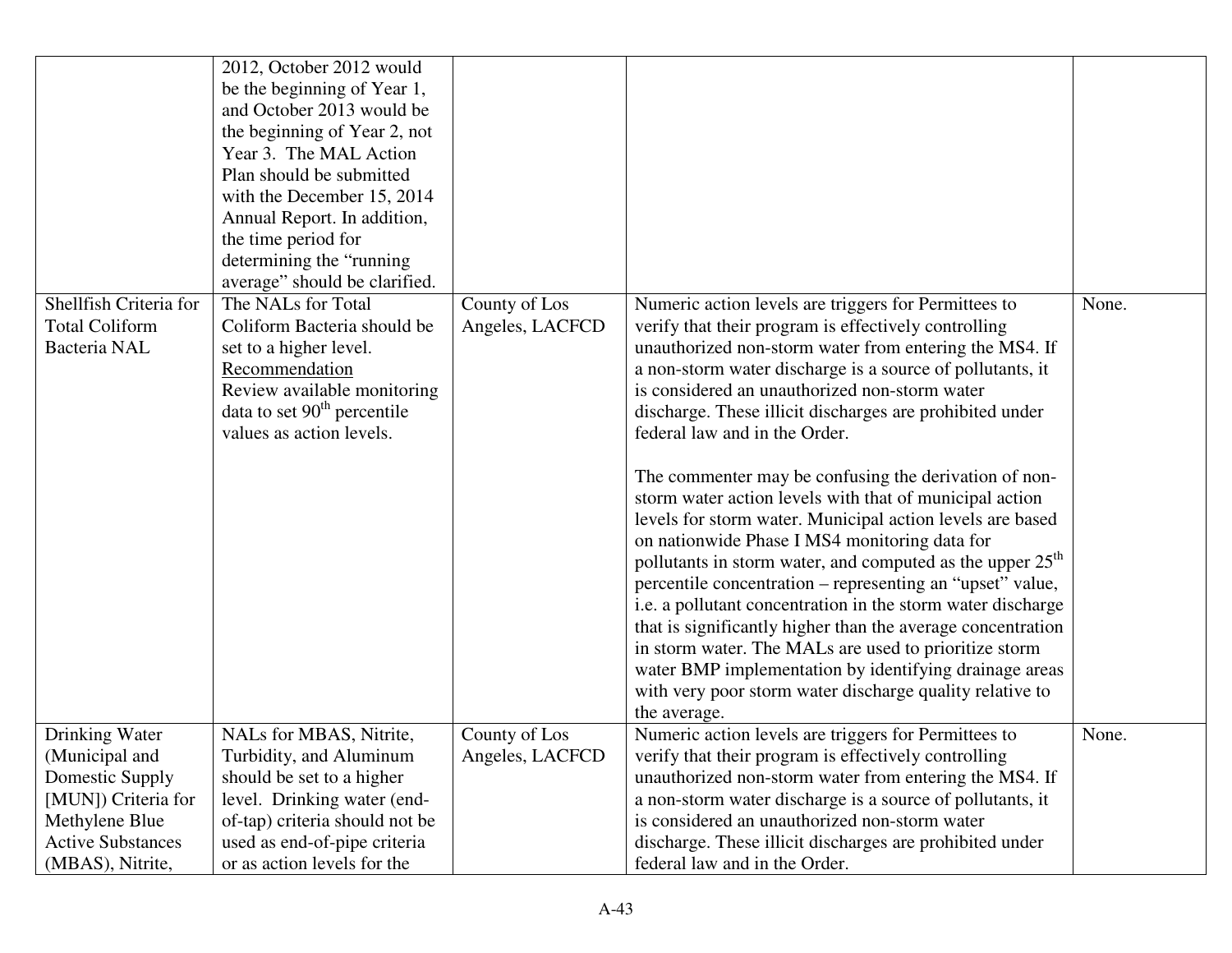| | | | | |
|---|---|---|---|---|
| | 2012, October 2012 would be the beginning of Year 1, and October 2013 would be the beginning of Year 2, not Year 3. The MAL Action Plan should be submitted with the December 15, 2014 Annual Report. In addition, the time period for determining the "running average" should be clarified. | | | |
| Shellfish Criteria for Total Coliform Bacteria NAL | The NALs for Total Coliform Bacteria should be set to a higher level. <u>Recommendation</u> Review available monitoring data to set 90th percentile values as action levels. | County of Los Angeles, LACFCD | Numeric action levels are triggers for Permittees to verify that their program is effectively controlling unauthorized non-storm water from entering the MS4. If a non-storm water discharge is a source of pollutants, it is considered an unauthorized non-storm water discharge. These illicit discharges are prohibited under federal law and in the Order.<br><br>The commenter may be confusing the derivation of non-storm water action levels with that of municipal action levels for storm water. Municipal action levels are based on nationwide Phase I MS4 monitoring data for pollutants in storm water, and computed as the upper 25th percentile concentration – representing an "upset" value, i.e. a pollutant concentration in the storm water discharge that is significantly higher than the average concentration in storm water. The MALs are used to prioritize storm water BMP implementation by identifying drainage areas with very poor storm water discharge quality relative to the average. | None. |
| Drinking Water (Municipal and Domestic Supply [MUN]) Criteria for Methylene Blue Active Substances (MBAS), Nitrite, | NALs for MBAS, Nitrite, Turbidity, and Aluminum should be set to a higher level. Drinking water (end-of-tap) criteria should not be used as end-of-pipe criteria or as action levels for the | County of Los Angeles, LACFCD | Numeric action levels are triggers for Permittees to verify that their program is effectively controlling unauthorized non-storm water from entering the MS4. If a non-storm water discharge is a source of pollutants, it is considered an unauthorized non-storm water discharge. These illicit discharges are prohibited under federal law and in the Order. | None. |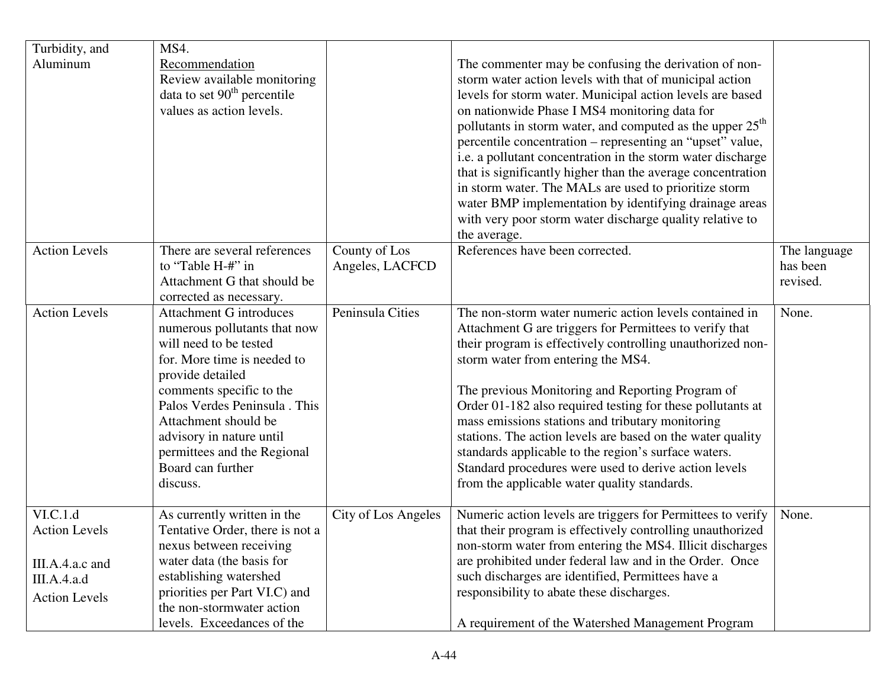| | | | | |
|---|---|---|---|---|
| Turbidity, and Aluminum | MS4.<br>Recommendation<br>Review available monitoring data to set 90th percentile values as action levels. | | The commenter may be confusing the derivation of non-storm water action levels with that of municipal action levels for storm water. Municipal action levels are based on nationwide Phase I MS4 monitoring data for pollutants in storm water, and computed as the upper 25th percentile concentration – representing an “upset” value, i.e. a pollutant concentration in the storm water discharge that is significantly higher than the average concentration in storm water. The MALs are used to prioritize storm water BMP implementation by identifying drainage areas with very poor storm water discharge quality relative to the average. | |
| Action Levels | There are several references to “Table H-#” in Attachment G that should be corrected as necessary. | County of Los Angeles, LACFCD | References have been corrected. | The language has been revised. |
| Action Levels | Attachment G introduces numerous pollutants that now will need to be tested for. More time is needed to provide detailed comments specific to the Palos Verdes Peninsula . This Attachment should be advisory in nature until permittees and the Regional Board can further discuss. | Peninsula Cities | The non-storm water numeric action levels contained in Attachment G are triggers for Permittees to verify that their program is effectively controlling unauthorized non-storm water from entering the MS4.<br><br>The previous Monitoring and Reporting Program of Order 01-182 also required testing for these pollutants at mass emissions stations and tributary monitoring stations. The action levels are based on the water quality standards applicable to the region’s surface waters. Standard procedures were used to derive action levels from the applicable water quality standards. | None. |
| VI.C.1.d<br>Action Levels<br><br>III.A.4.a.c and III.A.4.a.d<br>Action Levels | As currently written in the Tentative Order, there is not a nexus between receiving water data (the basis for establishing watershed priorities per Part VI.C) and the non-stormwater action levels. Exceedances of the | City of Los Angeles | Numeric action levels are triggers for Permittees to verify that their program is effectively controlling unauthorized non-storm water from entering the MS4. Illicit discharges are prohibited under federal law and in the Order. Once such discharges are identified, Permittees have a responsibility to abate these discharges.<br><br>A requirement of the Watershed Management Program | None. |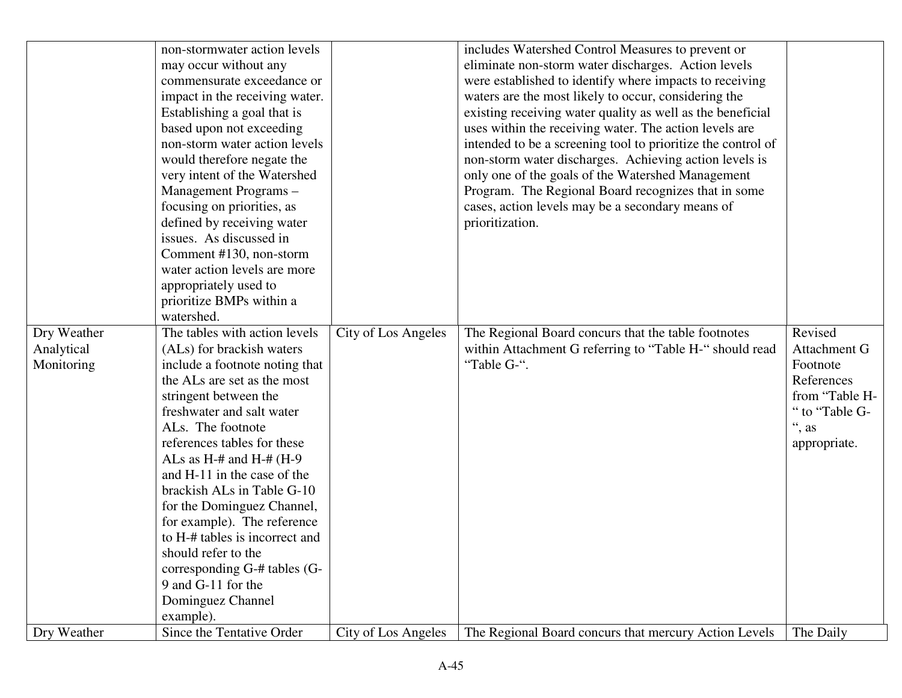| | | | | |
|---|---|---|---|---|
| | non-stormwater action levels may occur without any commensurate exceedance or impact in the receiving water. Establishing a goal that is based upon not exceeding non-storm water action levels would therefore negate the very intent of the Watershed Management Programs – focusing on priorities, as defined by receiving water issues. As discussed in Comment #130, non-storm water action levels are more appropriately used to prioritize BMPs within a watershed. | | includes Watershed Control Measures to prevent or eliminate non-storm water discharges. Action levels were established to identify where impacts to receiving waters are the most likely to occur, considering the existing receiving water quality as well as the beneficial uses within the receiving water. The action levels are intended to be a screening tool to prioritize the control of non-storm water discharges. Achieving action levels is only one of the goals of the Watershed Management Program. The Regional Board recognizes that in some cases, action levels may be a secondary means of prioritization. | |
| Dry Weather Analytical Monitoring | The tables with action levels (ALs) for brackish waters include a footnote noting that the ALs are set as the most stringent between the freshwater and salt water ALs. The footnote references tables for these ALs as H-# and H-# (H-9 and H-11 in the case of the brackish ALs in Table G-10 for the Dominguez Channel, for example). The reference to H-# tables is incorrect and should refer to the corresponding G-# tables (G-9 and G-11 for the Dominguez Channel example). | City of Los Angeles | The Regional Board concurs that the table footnotes within Attachment G referring to "Table H-" should read "Table G-". | Revised Attachment G Footnote References from "Table H-" to "Table G-", as appropriate. |
| Dry Weather | Since the Tentative Order | City of Los Angeles | The Regional Board concurs that mercury Action Levels | The Daily |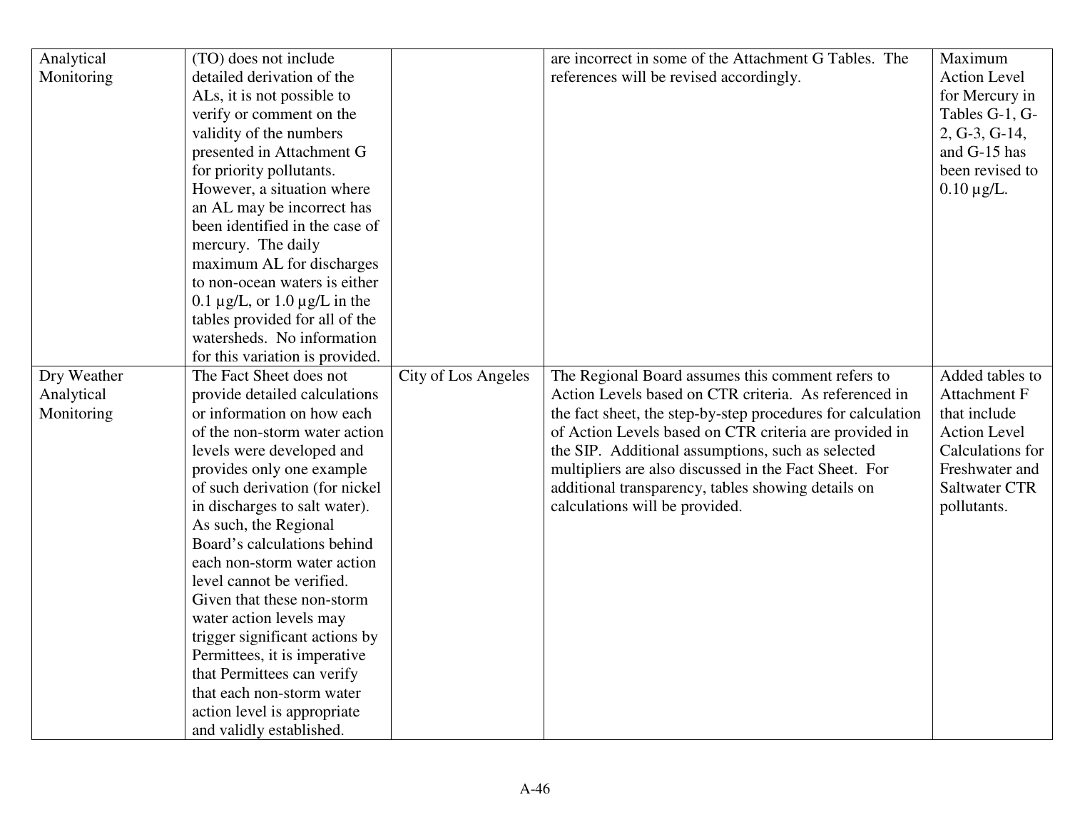| | | | | |
|---|---|---|---|---|
| Analytical Monitoring | (TO) does not include detailed derivation of the ALs, it is not possible to verify or comment on the validity of the numbers presented in Attachment G for priority pollutants. However, a situation where an AL may be incorrect has been identified in the case of mercury. The daily maximum AL for discharges to non-ocean waters is either 0.1 µg/L, or 1.0 µg/L in the tables provided for all of the watersheds. No information for this variation is provided. | | are incorrect in some of the Attachment G Tables. The references will be revised accordingly. | Maximum Action Level for Mercury in Tables G-1, G-2, G-3, G-14, and G-15 has been revised to 0.10 µg/L. |
| Dry Weather Analytical Monitoring | The Fact Sheet does not provide detailed calculations or information on how each of the non-storm water action levels were developed and provides only one example of such derivation (for nickel in discharges to salt water). As such, the Regional Board's calculations behind each non-storm water action level cannot be verified. Given that these non-storm water action levels may trigger significant actions by Permittees, it is imperative that Permittees can verify that each non-storm water action level is appropriate and validly established. | City of Los Angeles | The Regional Board assumes this comment refers to Action Levels based on CTR criteria. As referenced in the fact sheet, the step-by-step procedures for calculation of Action Levels based on CTR criteria are provided in the SIP. Additional assumptions, such as selected multipliers are also discussed in the Fact Sheet. For additional transparency, tables showing details on calculations will be provided. | Added tables to Attachment F that include Action Level Calculations for Freshwater and Saltwater CTR pollutants. |